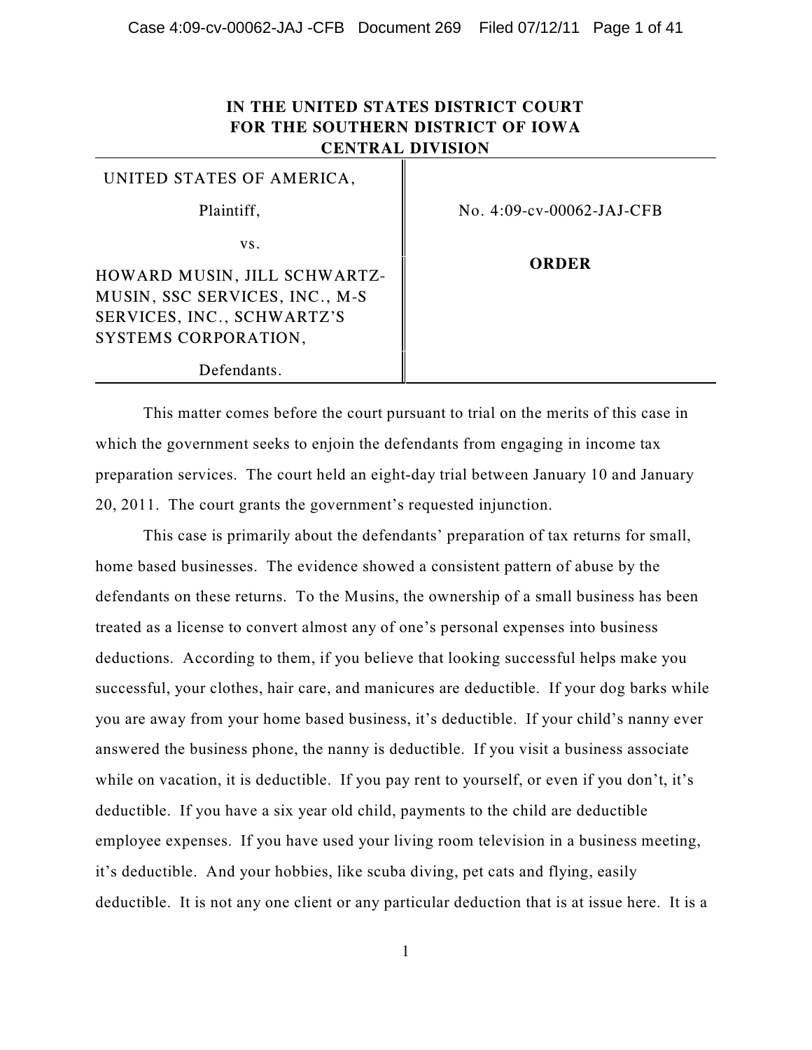**IN THE UNITED STATES DISTRICT COURT**
**FOR THE SOUTHERN DISTRICT OF IOWA**
**CENTRAL DIVISION**

| | |
|---|---|
| UNITED STATES OF AMERICA,<br><br>Plaintiff,<br><br>vs.<br><br>HOWARD MUSIN, JILL SCHWARTZ-MUSIN, SSC SERVICES, INC., M-S SERVICES, INC., SCHWARTZ'S SYSTEMS CORPORATION,<br><br>Defendants. | No. 4:09-cv-00062-JAJ-CFB<br><br>**ORDER** |

This matter comes before the court pursuant to trial on the merits of this case in which the government seeks to enjoin the defendants from engaging in income tax preparation services. The court held an eight-day trial between January 10 and January 20, 2011. The court grants the government's requested injunction.

This case is primarily about the defendants' preparation of tax returns for small, home based businesses. The evidence showed a consistent pattern of abuse by the defendants on these returns. To the Musins, the ownership of a small business has been treated as a license to convert almost any of one's personal expenses into business deductions. According to them, if you believe that looking successful helps make you successful, your clothes, hair care, and manicures are deductible. If your dog barks while you are away from your home based business, it's deductible. If your child's nanny ever answered the business phone, the nanny is deductible. If you visit a business associate while on vacation, it is deductible. If you pay rent to yourself, or even if you don't, it's deductible. If you have a six year old child, payments to the child are deductible employee expenses. If you have used your living room television in a business meeting, it's deductible. And your hobbies, like scuba diving, pet cats and flying, easily deductible. It is not any one client or any particular deduction that is at issue here. It is a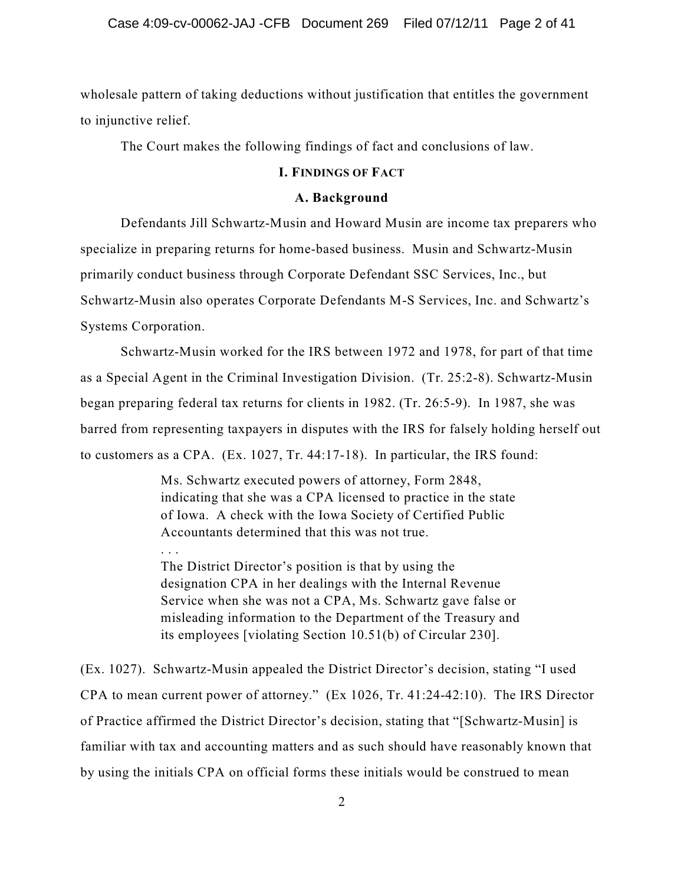wholesale pattern of taking deductions without justification that entitles the government to injunctive relief.

The Court makes the following findings of fact and conclusions of law.

## I. FINDINGS OF FACT

### A. Background

Defendants Jill Schwartz-Musin and Howard Musin are income tax preparers who specialize in preparing returns for home-based business. Musin and Schwartz-Musin primarily conduct business through Corporate Defendant SSC Services, Inc., but Schwartz-Musin also operates Corporate Defendants M-S Services, Inc. and Schwartz's Systems Corporation.

Schwartz-Musin worked for the IRS between 1972 and 1978, for part of that time as a Special Agent in the Criminal Investigation Division. (Tr. 25:2-8). Schwartz-Musin began preparing federal tax returns for clients in 1982. (Tr. 26:5-9). In 1987, she was barred from representing taxpayers in disputes with the IRS for falsely holding herself out to customers as a CPA. (Ex. 1027, Tr. 44:17-18). In particular, the IRS found:

> Ms. Schwartz executed powers of attorney, Form 2848, indicating that she was a CPA licensed to practice in the state of Iowa. A check with the Iowa Society of Certified Public Accountants determined that this was not true.
>
> . . .
>
> The District Director's position is that by using the designation CPA in her dealings with the Internal Revenue Service when she was not a CPA, Ms. Schwartz gave false or misleading information to the Department of the Treasury and its employees [violating Section 10.51(b) of Circular 230].

(Ex. 1027). Schwartz-Musin appealed the District Director's decision, stating "I used CPA to mean current power of attorney." (Ex 1026, Tr. 41:24-42:10). The IRS Director of Practice affirmed the District Director's decision, stating that "[Schwartz-Musin] is familiar with tax and accounting matters and as such should have reasonably known that by using the initials CPA on official forms these initials would be construed to mean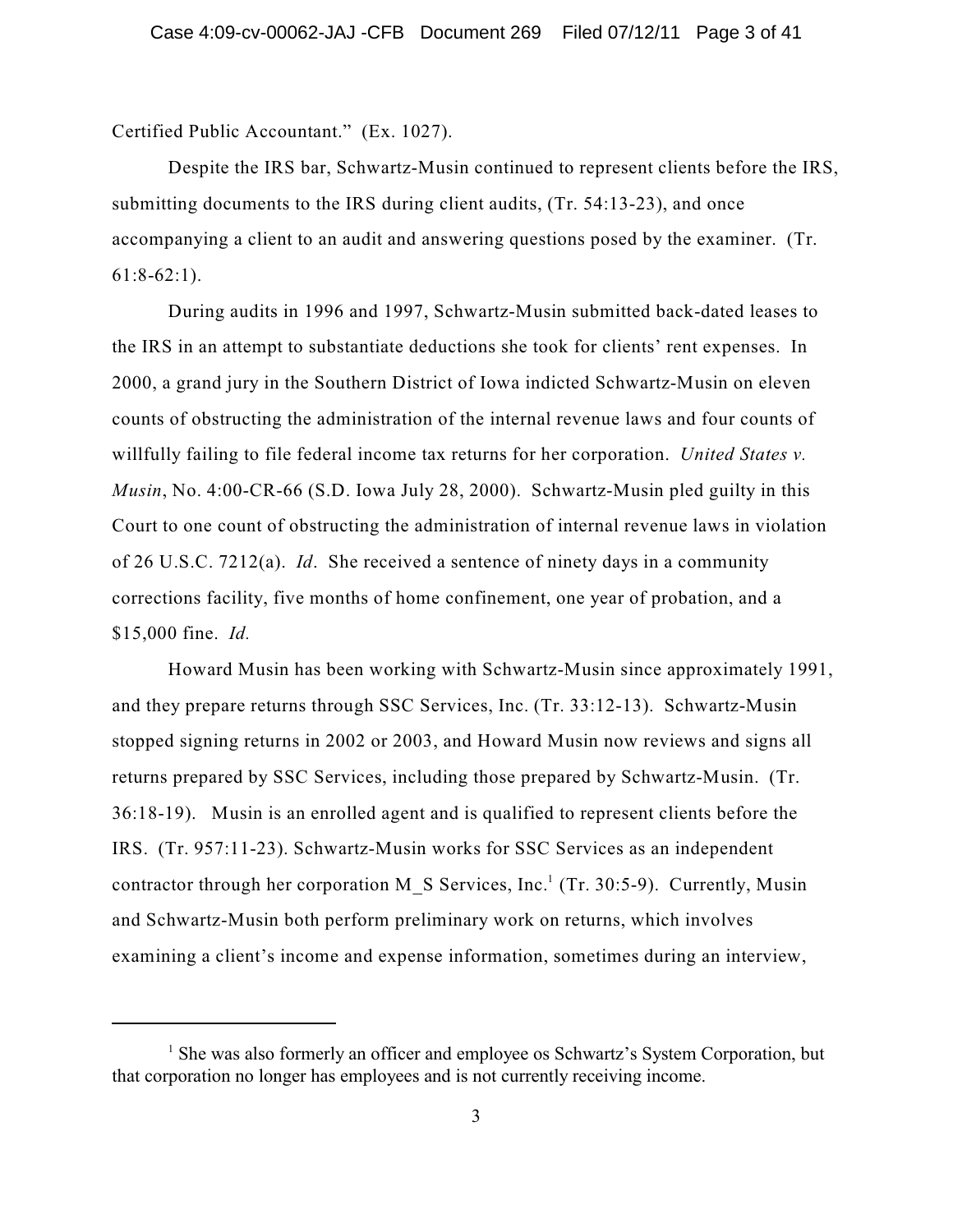Certified Public Accountant." (Ex. 1027).

Despite the IRS bar, Schwartz-Musin continued to represent clients before the IRS, submitting documents to the IRS during client audits, (Tr. 54:13-23), and once accompanying a client to an audit and answering questions posed by the examiner. (Tr. 61:8-62:1).

During audits in 1996 and 1997, Schwartz-Musin submitted back-dated leases to the IRS in an attempt to substantiate deductions she took for clients' rent expenses. In 2000, a grand jury in the Southern District of Iowa indicted Schwartz-Musin on eleven counts of obstructing the administration of the internal revenue laws and four counts of willfully failing to file federal income tax returns for her corporation. *United States v. Musin*, No. 4:00-CR-66 (S.D. Iowa July 28, 2000). Schwartz-Musin pled guilty in this Court to one count of obstructing the administration of internal revenue laws in violation of 26 U.S.C. 7212(a). *Id*. She received a sentence of ninety days in a community corrections facility, five months of home confinement, one year of probation, and a $15,000 fine. *Id.*

Howard Musin has been working with Schwartz-Musin since approximately 1991, and they prepare returns through SSC Services, Inc. (Tr. 33:12-13). Schwartz-Musin stopped signing returns in 2002 or 2003, and Howard Musin now reviews and signs all returns prepared by SSC Services, including those prepared by Schwartz-Musin. (Tr. 36:18-19). Musin is an enrolled agent and is qualified to represent clients before the IRS. (Tr. 957:11-23). Schwartz-Musin works for SSC Services as an independent contractor through her corporation M_S Services, Inc.[1] (Tr. 30:5-9). Currently, Musin and Schwartz-Musin both perform preliminary work on returns, which involves examining a client's income and expense information, sometimes during an interview,

[1] She was also formerly an officer and employee os Schwartz's System Corporation, but that corporation no longer has employees and is not currently receiving income.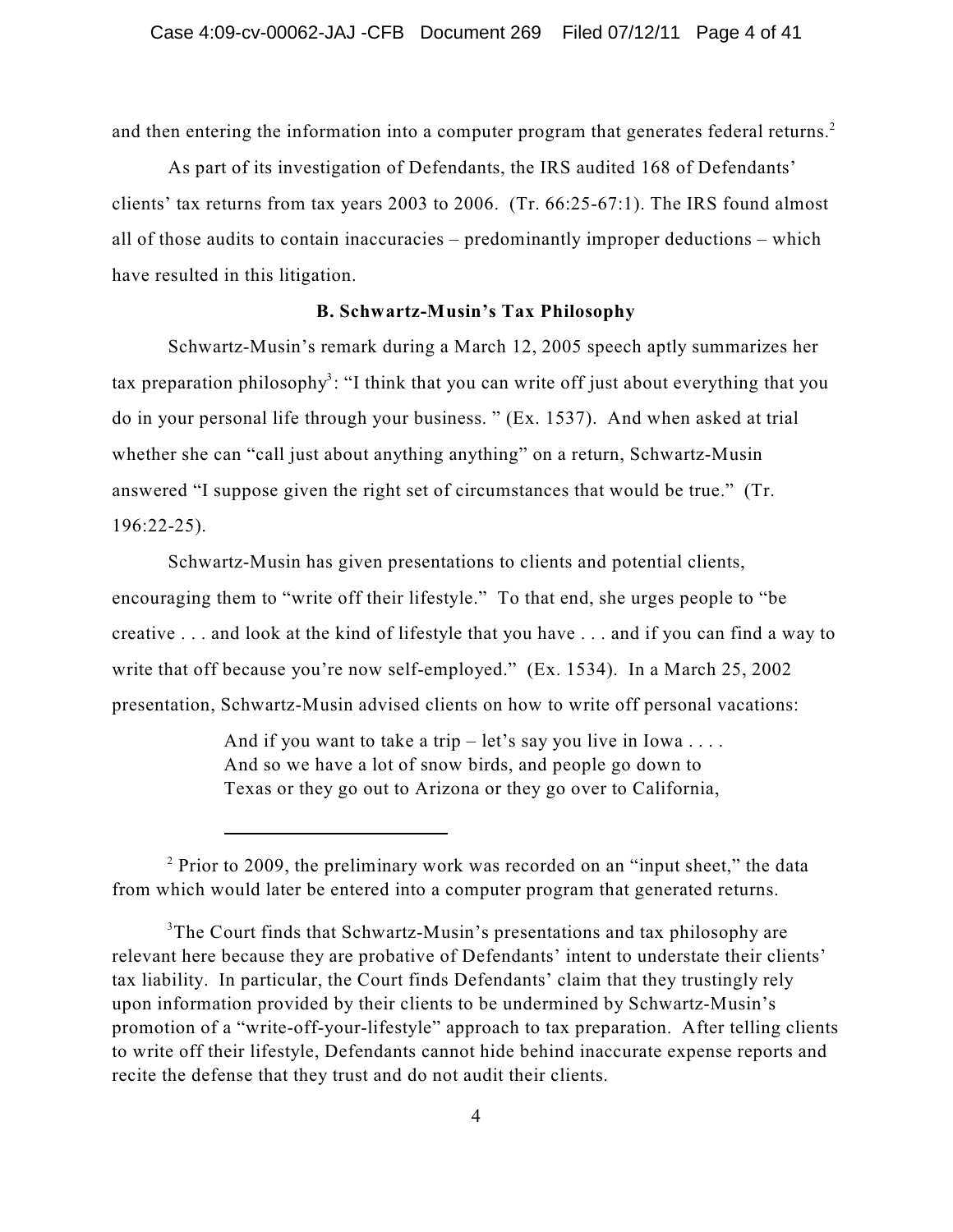and then entering the information into a computer program that generates federal returns.[2]

As part of its investigation of Defendants, the IRS audited 168 of Defendants' clients' tax returns from tax years 2003 to 2006. (Tr. 66:25-67:1). The IRS found almost all of those audits to contain inaccuracies – predominantly improper deductions – which have resulted in this litigation.

### B. Schwartz-Musin's Tax Philosophy

Schwartz-Musin's remark during a March 12, 2005 speech aptly summarizes her tax preparation philosophy[3]: "I think that you can write off just about everything that you do in your personal life through your business. " (Ex. 1537). And when asked at trial whether she can "call just about anything anything" on a return, Schwartz-Musin answered "I suppose given the right set of circumstances that would be true." (Tr. 196:22-25).

Schwartz-Musin has given presentations to clients and potential clients, encouraging them to "write off their lifestyle." To that end, she urges people to "be creative . . . and look at the kind of lifestyle that you have . . . and if you can find a way to write that off because you're now self-employed." (Ex. 1534). In a March 25, 2002 presentation, Schwartz-Musin advised clients on how to write off personal vacations:

> And if you want to take a trip – let's say you live in Iowa . . . .
> And so we have a lot of snow birds, and people go down to
> Texas or they go out to Arizona or they go over to California,

---

[2] Prior to 2009, the preliminary work was recorded on an "input sheet," the data from which would later be entered into a computer program that generated returns.

[3] The Court finds that Schwartz-Musin's presentations and tax philosophy are relevant here because they are probative of Defendants' intent to understate their clients' tax liability. In particular, the Court finds Defendants' claim that they trustingly rely upon information provided by their clients to be undermined by Schwartz-Musin's promotion of a "write-off-your-lifestyle" approach to tax preparation. After telling clients to write off their lifestyle, Defendants cannot hide behind inaccurate expense reports and recite the defense that they trust and do not audit their clients.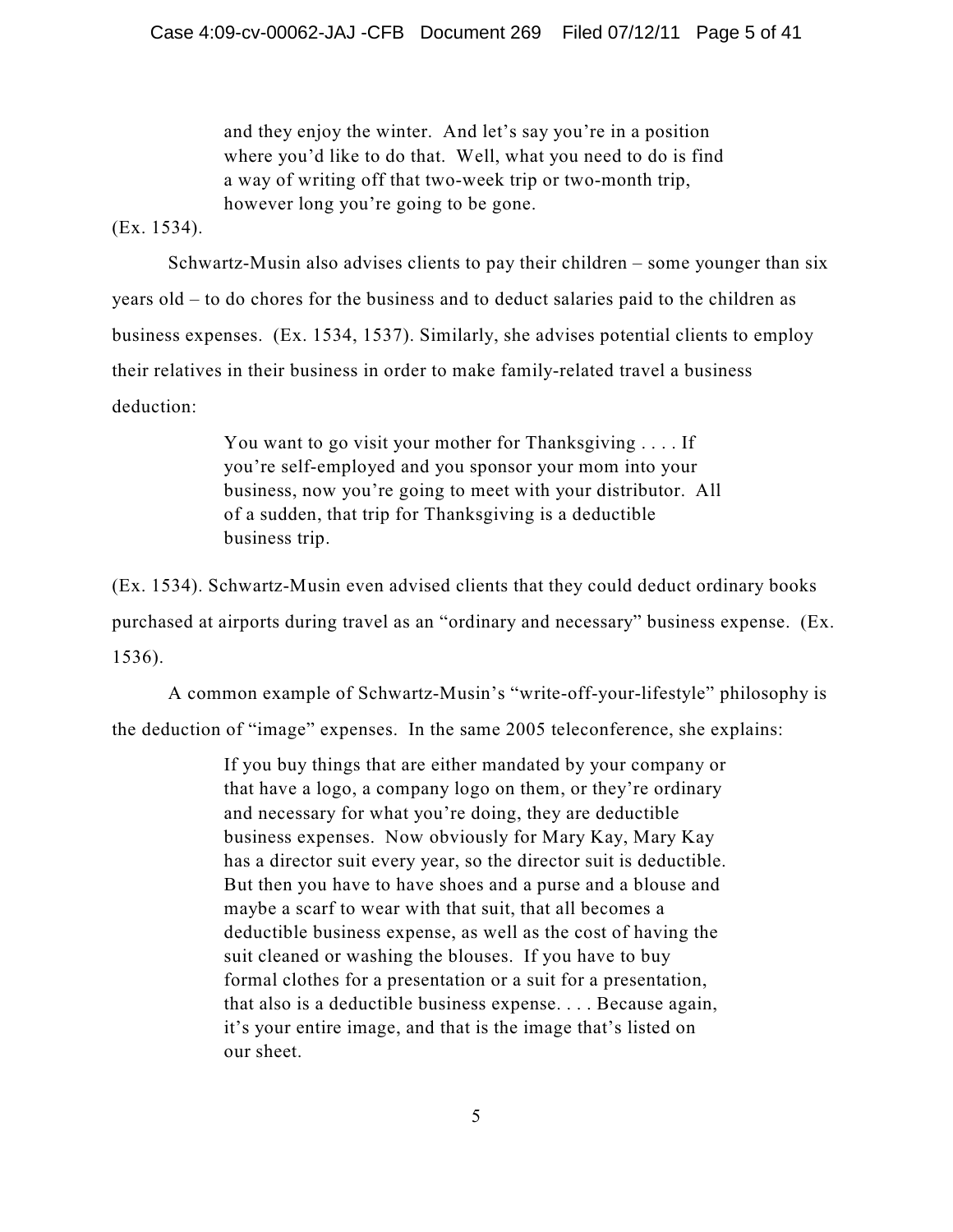> and they enjoy the winter. And let's say you're in a position where you'd like to do that. Well, what you need to do is find a way of writing off that two-week trip or two-month trip, however long you're going to be gone.

(Ex. 1534).

Schwartz-Musin also advises clients to pay their children – some younger than six years old – to do chores for the business and to deduct salaries paid to the children as business expenses. (Ex. 1534, 1537). Similarly, she advises potential clients to employ their relatives in their business in order to make family-related travel a business deduction:

> You want to go visit your mother for Thanksgiving . . . . If you're self-employed and you sponsor your mom into your business, now you're going to meet with your distributor. All of a sudden, that trip for Thanksgiving is a deductible business trip.

(Ex. 1534). Schwartz-Musin even advised clients that they could deduct ordinary books purchased at airports during travel as an "ordinary and necessary" business expense. (Ex. 1536).

A common example of Schwartz-Musin's "write-off-your-lifestyle" philosophy is the deduction of "image" expenses. In the same 2005 teleconference, she explains:

> If you buy things that are either mandated by your company or that have a logo, a company logo on them, or they're ordinary and necessary for what you're doing, they are deductible business expenses. Now obviously for Mary Kay, Mary Kay has a director suit every year, so the director suit is deductible. But then you have to have shoes and a purse and a blouse and maybe a scarf to wear with that suit, that all becomes a deductible business expense, as well as the cost of having the suit cleaned or washing the blouses. If you have to buy formal clothes for a presentation or a suit for a presentation, that also is a deductible business expense. . . . Because again, it's your entire image, and that is the image that's listed on our sheet.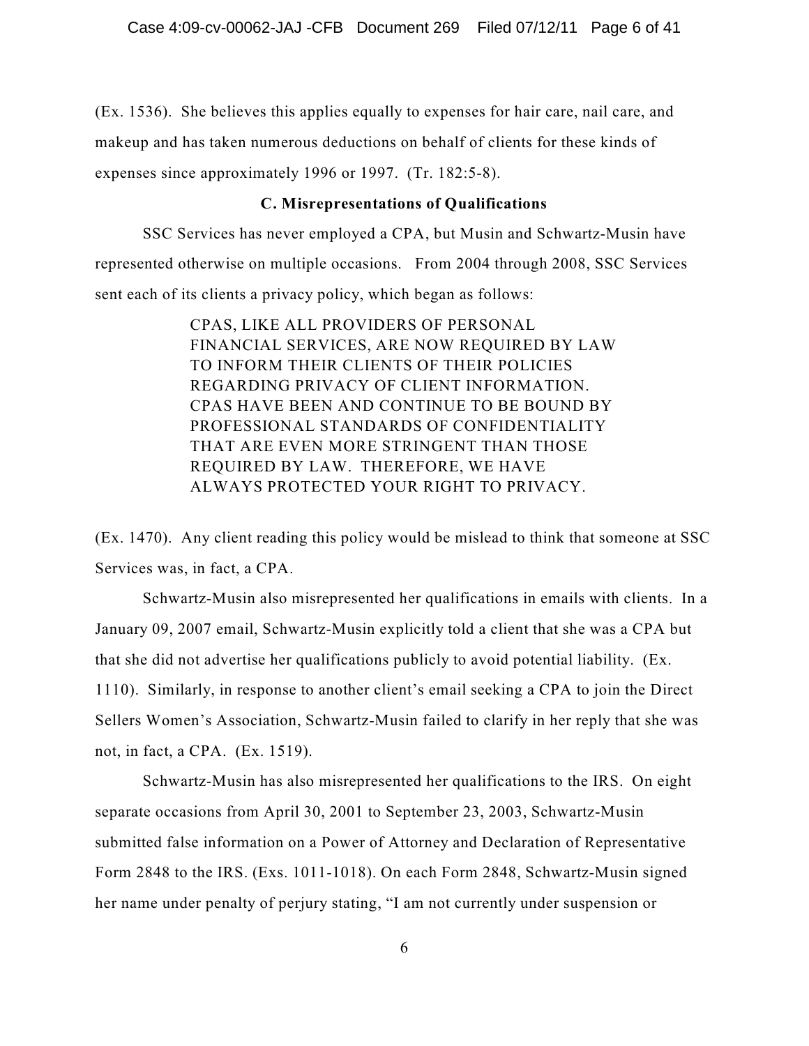(Ex. 1536). She believes this applies equally to expenses for hair care, nail care, and makeup and has taken numerous deductions on behalf of clients for these kinds of expenses since approximately 1996 or 1997. (Tr. 182:5-8).

### C. Misrepresentations of Qualifications

SSC Services has never employed a CPA, but Musin and Schwartz-Musin have represented otherwise on multiple occasions. From 2004 through 2008, SSC Services sent each of its clients a privacy policy, which began as follows:

> CPAS, LIKE ALL PROVIDERS OF PERSONAL FINANCIAL SERVICES, ARE NOW REQUIRED BY LAW TO INFORM THEIR CLIENTS OF THEIR POLICIES REGARDING PRIVACY OF CLIENT INFORMATION. CPAS HAVE BEEN AND CONTINUE TO BE BOUND BY PROFESSIONAL STANDARDS OF CONFIDENTIALITY THAT ARE EVEN MORE STRINGENT THAN THOSE REQUIRED BY LAW. THEREFORE, WE HAVE ALWAYS PROTECTED YOUR RIGHT TO PRIVACY.

(Ex. 1470). Any client reading this policy would be mislead to think that someone at SSC Services was, in fact, a CPA.

Schwartz-Musin also misrepresented her qualifications in emails with clients. In a January 09, 2007 email, Schwartz-Musin explicitly told a client that she was a CPA but that she did not advertise her qualifications publicly to avoid potential liability. (Ex. 1110). Similarly, in response to another client's email seeking a CPA to join the Direct Sellers Women's Association, Schwartz-Musin failed to clarify in her reply that she was not, in fact, a CPA. (Ex. 1519).

Schwartz-Musin has also misrepresented her qualifications to the IRS. On eight separate occasions from April 30, 2001 to September 23, 2003, Schwartz-Musin submitted false information on a Power of Attorney and Declaration of Representative Form 2848 to the IRS. (Exs. 1011-1018). On each Form 2848, Schwartz-Musin signed her name under penalty of perjury stating, "I am not currently under suspension or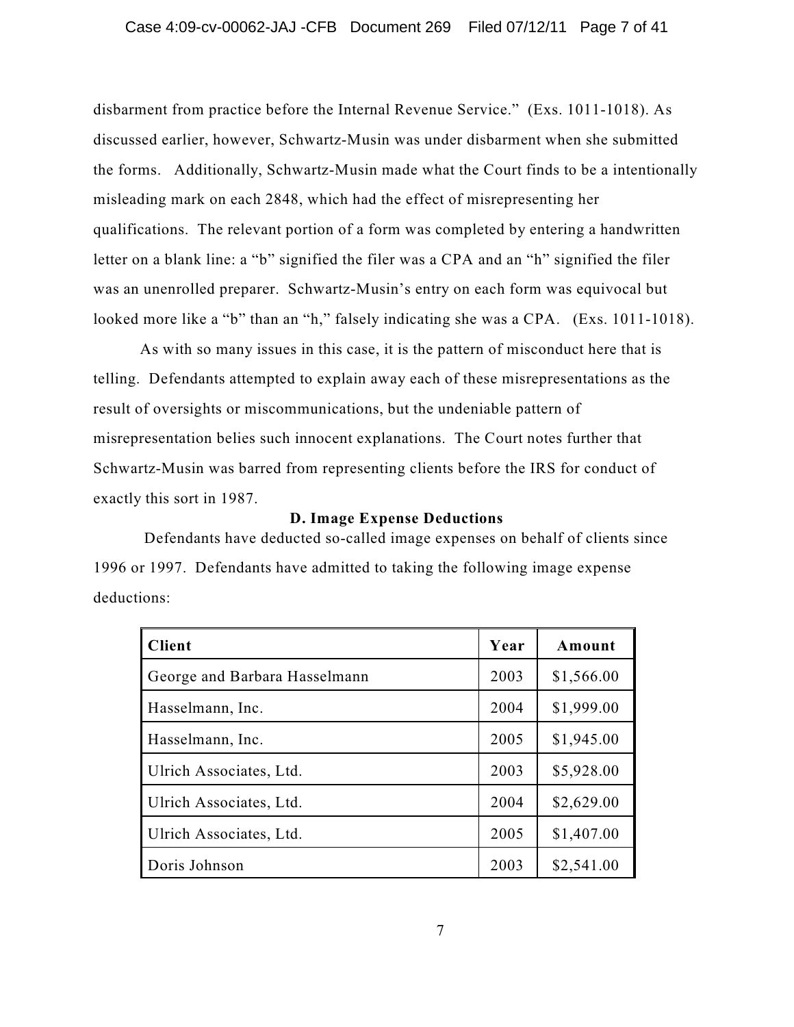disbarment from practice before the Internal Revenue Service." (Exs. 1011-1018). As discussed earlier, however, Schwartz-Musin was under disbarment when she submitted the forms. Additionally, Schwartz-Musin made what the Court finds to be a intentionally misleading mark on each 2848, which had the effect of misrepresenting her qualifications. The relevant portion of a form was completed by entering a handwritten letter on a blank line: a "b" signified the filer was a CPA and an "h" signified the filer was an unenrolled preparer. Schwartz-Musin's entry on each form was equivocal but looked more like a "b" than an "h," falsely indicating she was a CPA. (Exs. 1011-1018).

As with so many issues in this case, it is the pattern of misconduct here that is telling. Defendants attempted to explain away each of these misrepresentations as the result of oversights or miscommunications, but the undeniable pattern of misrepresentation belies such innocent explanations. The Court notes further that Schwartz-Musin was barred from representing clients before the IRS for conduct of exactly this sort in 1987.

**D. Image Expense Deductions**

Defendants have deducted so-called image expenses on behalf of clients since 1996 or 1997. Defendants have admitted to taking the following image expense deductions:

| Client | Year | Amount |
|---|---|---|
| George and Barbara Hasselmann | 2003 | $1,566.00 |
| Hasselmann, Inc. | 2004 | $1,999.00 |
| Hasselmann, Inc. | 2005 | $1,945.00 |
| Ulrich Associates, Ltd. | 2003 | $5,928.00 |
| Ulrich Associates, Ltd. | 2004 | $2,629.00 |
| Ulrich Associates, Ltd. | 2005 | $1,407.00 |
| Doris Johnson | 2003 | $2,541.00 |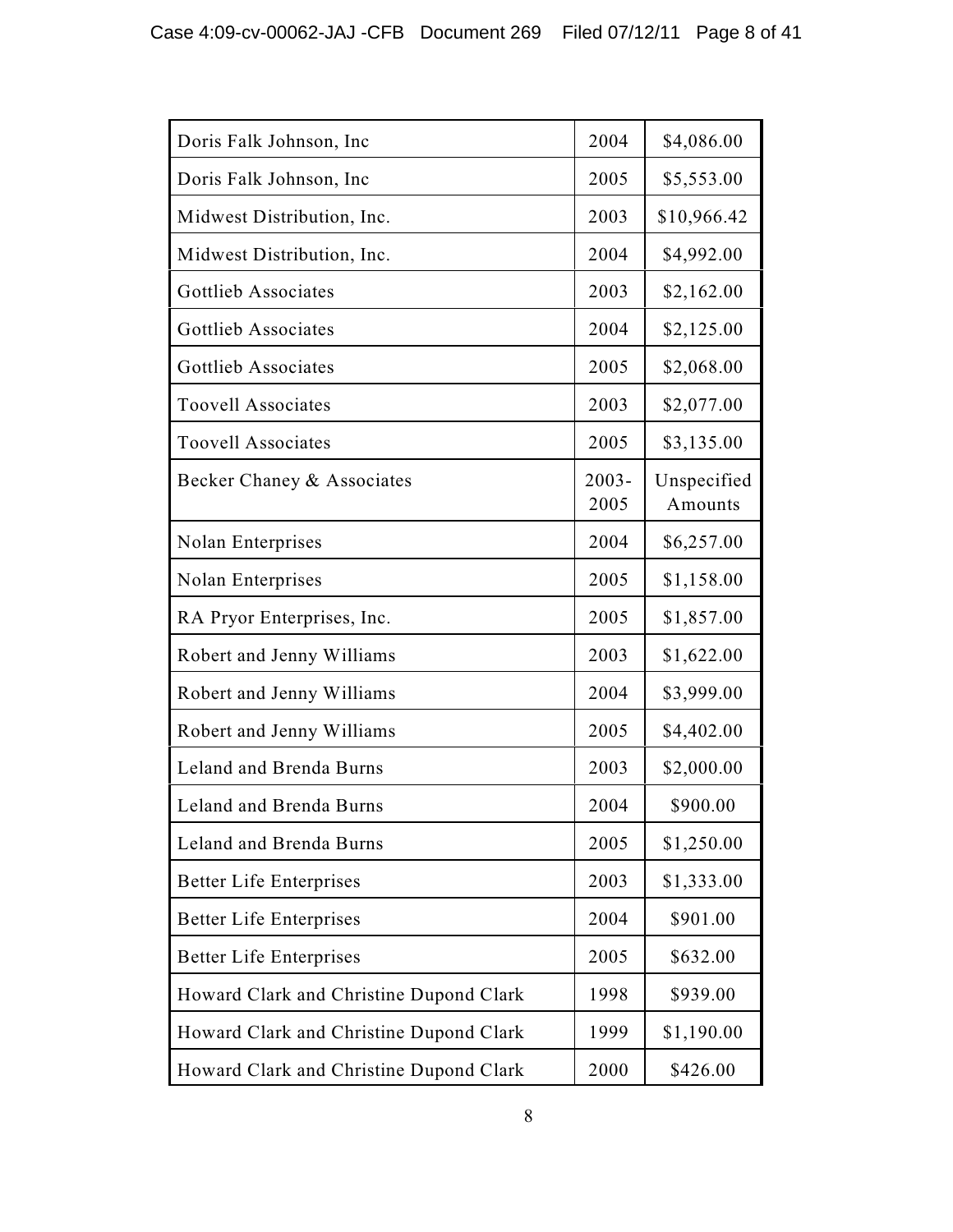| | | |
|---|---|---|
| Doris Falk Johnson, Inc | 2004 | $4,086.00 |
| Doris Falk Johnson, Inc | 2005 | $5,553.00 |
| Midwest Distribution, Inc. | 2003 | $10,966.42 |
| Midwest Distribution, Inc. | 2004 | $4,992.00 |
| Gottlieb Associates | 2003 | $2,162.00 |
| Gottlieb Associates | 2004 | $2,125.00 |
| Gottlieb Associates | 2005 | $2,068.00 |
| Toovell Associates | 2003 | $2,077.00 |
| Toovell Associates | 2005 | $3,135.00 |
| Becker Chaney & Associates | 2003-2005 | Unspecified Amounts |
| Nolan Enterprises | 2004 | $6,257.00 |
| Nolan Enterprises | 2005 | $1,158.00 |
| RA Pryor Enterprises, Inc. | 2005 | $1,857.00 |
| Robert and Jenny Williams | 2003 | $1,622.00 |
| Robert and Jenny Williams | 2004 | $3,999.00 |
| Robert and Jenny Williams | 2005 | $4,402.00 |
| Leland and Brenda Burns | 2003 | $2,000.00 |
| Leland and Brenda Burns | 2004 | $900.00 |
| Leland and Brenda Burns | 2005 | $1,250.00 |
| Better Life Enterprises | 2003 | $1,333.00 |
| Better Life Enterprises | 2004 | $901.00 |
| Better Life Enterprises | 2005 | $632.00 |
| Howard Clark and Christine Dupond Clark | 1998 | $939.00 |
| Howard Clark and Christine Dupond Clark | 1999 | $1,190.00 |
| Howard Clark and Christine Dupond Clark | 2000 | $426.00 |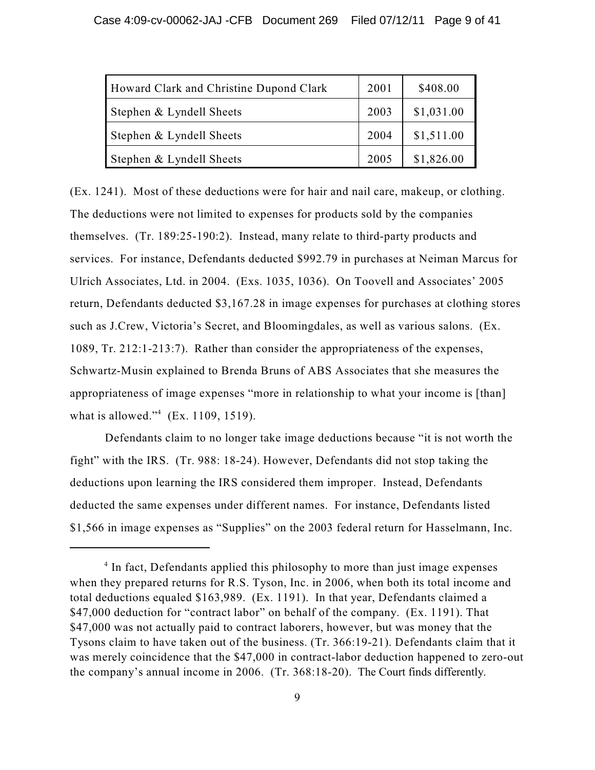| | | |
|---|---|---|
| Howard Clark and Christine Dupond Clark | 2001 | $408.00 |
| Stephen & Lyndell Sheets | 2003 | $1,031.00 |
| Stephen & Lyndell Sheets | 2004 | $1,511.00 |
| Stephen & Lyndell Sheets | 2005 | $1,826.00 |

(Ex. 1241). Most of these deductions were for hair and nail care, makeup, or clothing. The deductions were not limited to expenses for products sold by the companies themselves. (Tr. 189:25-190:2). Instead, many relate to third-party products and services. For instance, Defendants deducted $992.79 in purchases at Neiman Marcus for Ulrich Associates, Ltd. in 2004. (Exs. 1035, 1036). On Toovell and Associates' 2005 return, Defendants deducted $3,167.28 in image expenses for purchases at clothing stores such as J.Crew, Victoria's Secret, and Bloomingdales, as well as various salons. (Ex. 1089, Tr. 212:1-213:7). Rather than consider the appropriateness of the expenses, Schwartz-Musin explained to Brenda Bruns of ABS Associates that she measures the appropriateness of image expenses "more in relationship to what your income is [than] what is allowed."[4] (Ex. 1109, 1519).

Defendants claim to no longer take image deductions because "it is not worth the fight" with the IRS. (Tr. 988: 18-24). However, Defendants did not stop taking the deductions upon learning the IRS considered them improper. Instead, Defendants deducted the same expenses under different names. For instance, Defendants listed $1,566 in image expenses as "Supplies" on the 2003 federal return for Hasselmann, Inc.

---

[4] In fact, Defendants applied this philosophy to more than just image expenses when they prepared returns for R.S. Tyson, Inc. in 2006, when both its total income and total deductions equaled $163,989. (Ex. 1191). In that year, Defendants claimed a $47,000 deduction for "contract labor" on behalf of the company. (Ex. 1191). That $47,000 was not actually paid to contract laborers, however, but was money that the Tysons claim to have taken out of the business. (Tr. 366:19-21). Defendants claim that it was merely coincidence that the $47,000 in contract-labor deduction happened to zero-out the company's annual income in 2006. (Tr. 368:18-20). The Court finds differently.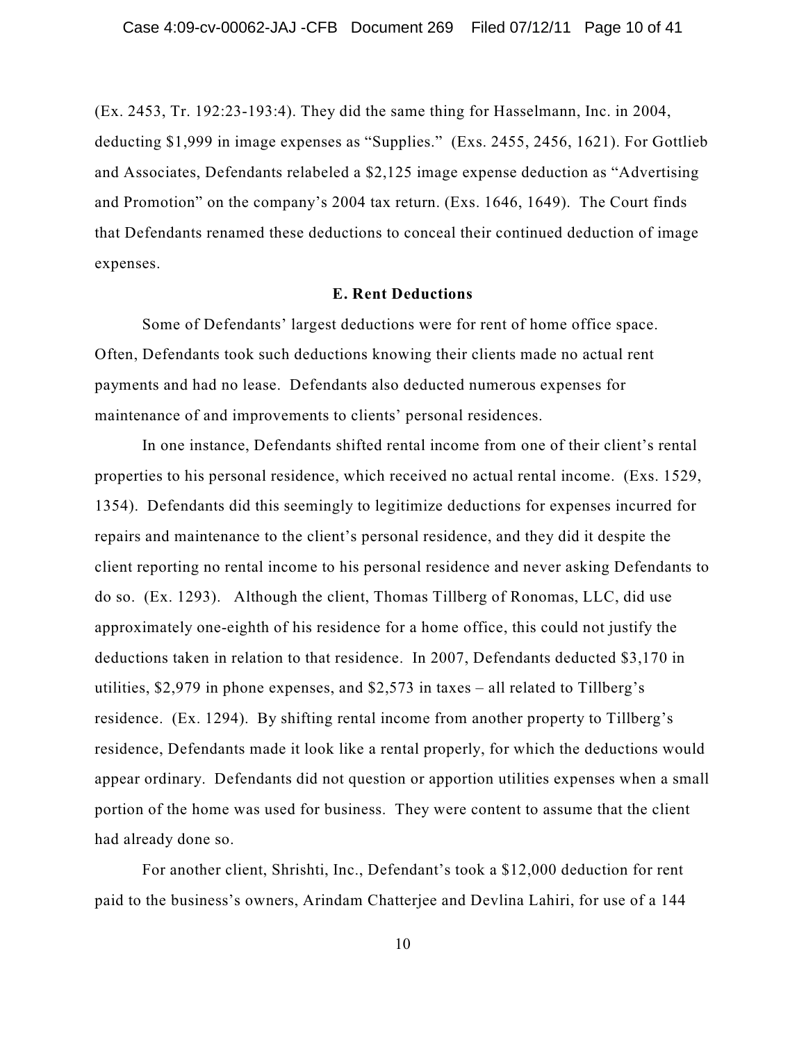(Ex. 2453, Tr. 192:23-193:4). They did the same thing for Hasselmann, Inc. in 2004, deducting $1,999 in image expenses as "Supplies." (Exs. 2455, 2456, 1621). For Gottlieb and Associates, Defendants relabeled a $2,125 image expense deduction as "Advertising and Promotion" on the company's 2004 tax return. (Exs. 1646, 1649). The Court finds that Defendants renamed these deductions to conceal their continued deduction of image expenses.

### E. Rent Deductions

Some of Defendants' largest deductions were for rent of home office space. Often, Defendants took such deductions knowing their clients made no actual rent payments and had no lease. Defendants also deducted numerous expenses for maintenance of and improvements to clients' personal residences.

In one instance, Defendants shifted rental income from one of their client's rental properties to his personal residence, which received no actual rental income. (Exs. 1529, 1354). Defendants did this seemingly to legitimize deductions for expenses incurred for repairs and maintenance to the client's personal residence, and they did it despite the client reporting no rental income to his personal residence and never asking Defendants to do so. (Ex. 1293). Although the client, Thomas Tillberg of Ronomas, LLC, did use approximately one-eighth of his residence for a home office, this could not justify the deductions taken in relation to that residence. In 2007, Defendants deducted $3,170 in utilities, $2,979 in phone expenses, and $2,573 in taxes – all related to Tillberg's residence. (Ex. 1294). By shifting rental income from another property to Tillberg's residence, Defendants made it look like a rental properly, for which the deductions would appear ordinary. Defendants did not question or apportion utilities expenses when a small portion of the home was used for business. They were content to assume that the client had already done so.

For another client, Shrishti, Inc., Defendant's took a $12,000 deduction for rent paid to the business's owners, Arindam Chatterjee and Devlina Lahiri, for use of a 144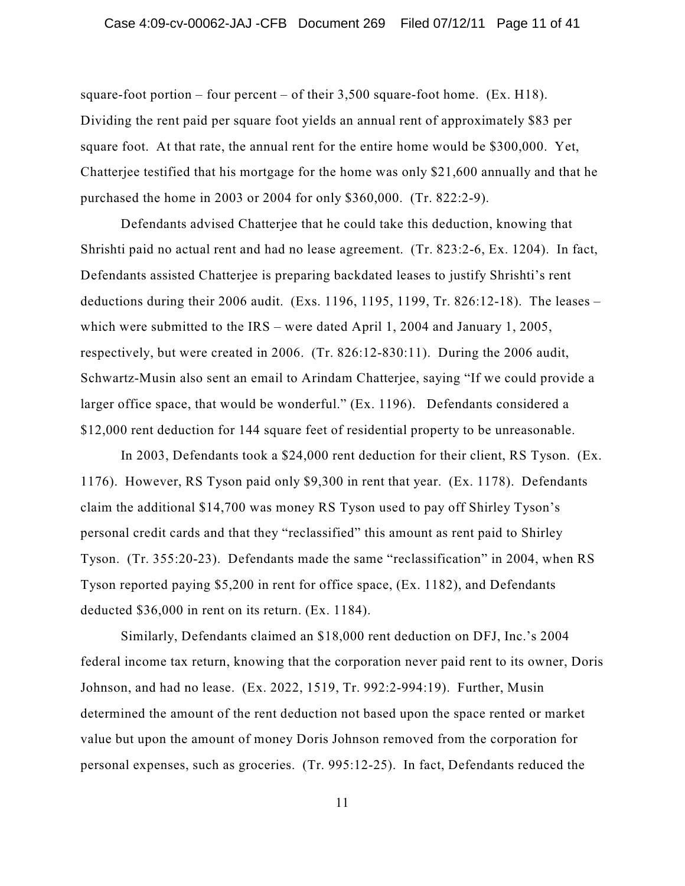square-foot portion – four percent – of their 3,500 square-foot home. (Ex. H18). Dividing the rent paid per square foot yields an annual rent of approximately $83 per square foot. At that rate, the annual rent for the entire home would be $300,000. Yet, Chatterjee testified that his mortgage for the home was only $21,600 annually and that he purchased the home in 2003 or 2004 for only $360,000. (Tr. 822:2-9).

Defendants advised Chatterjee that he could take this deduction, knowing that Shrishti paid no actual rent and had no lease agreement. (Tr. 823:2-6, Ex. 1204). In fact, Defendants assisted Chatterjee is preparing backdated leases to justify Shrishti's rent deductions during their 2006 audit. (Exs. 1196, 1195, 1199, Tr. 826:12-18). The leases – which were submitted to the IRS – were dated April 1, 2004 and January 1, 2005, respectively, but were created in 2006. (Tr. 826:12-830:11). During the 2006 audit, Schwartz-Musin also sent an email to Arindam Chatterjee, saying "If we could provide a larger office space, that would be wonderful." (Ex. 1196). Defendants considered a $12,000 rent deduction for 144 square feet of residential property to be unreasonable.

In 2003, Defendants took a $24,000 rent deduction for their client, RS Tyson. (Ex. 1176). However, RS Tyson paid only $9,300 in rent that year. (Ex. 1178). Defendants claim the additional $14,700 was money RS Tyson used to pay off Shirley Tyson's personal credit cards and that they "reclassified" this amount as rent paid to Shirley Tyson. (Tr. 355:20-23). Defendants made the same "reclassification" in 2004, when RS Tyson reported paying $5,200 in rent for office space, (Ex. 1182), and Defendants deducted $36,000 in rent on its return. (Ex. 1184).

Similarly, Defendants claimed an $18,000 rent deduction on DFJ, Inc.'s 2004 federal income tax return, knowing that the corporation never paid rent to its owner, Doris Johnson, and had no lease. (Ex. 2022, 1519, Tr. 992:2-994:19). Further, Musin determined the amount of the rent deduction not based upon the space rented or market value but upon the amount of money Doris Johnson removed from the corporation for personal expenses, such as groceries. (Tr. 995:12-25). In fact, Defendants reduced the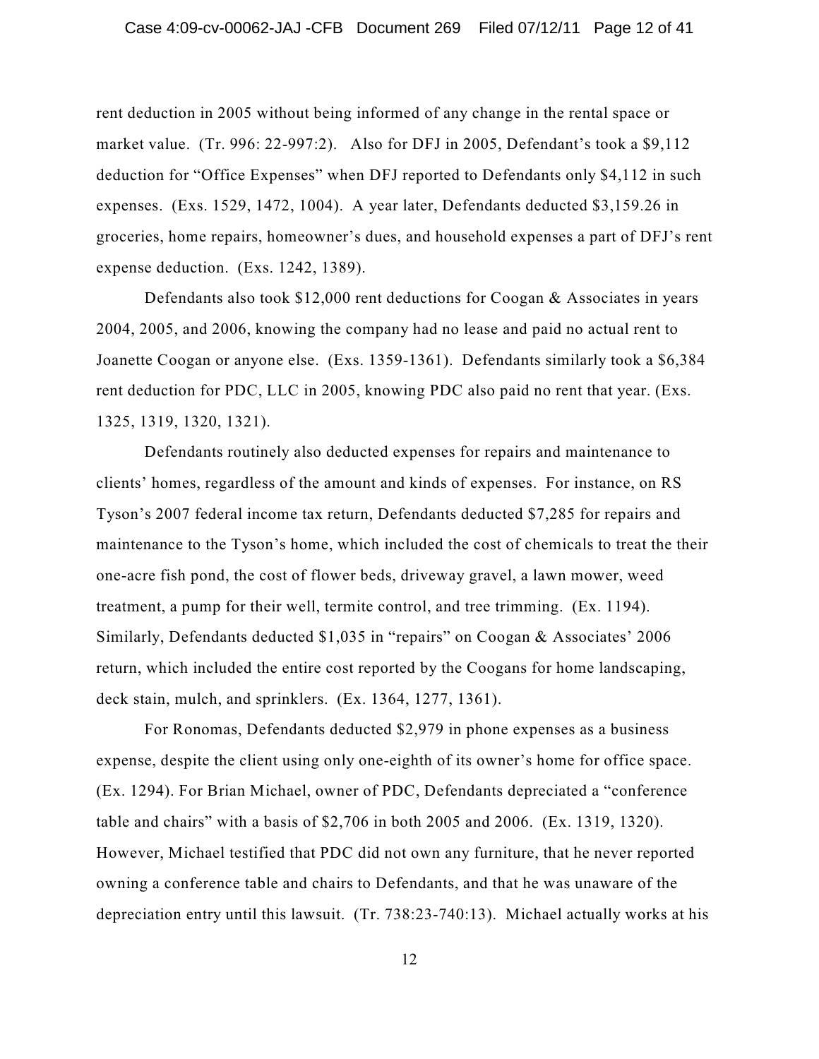rent deduction in 2005 without being informed of any change in the rental space or market value. (Tr. 996: 22-997:2). Also for DFJ in 2005, Defendant's took a $9,112 deduction for "Office Expenses" when DFJ reported to Defendants only $4,112 in such expenses. (Exs. 1529, 1472, 1004). A year later, Defendants deducted $3,159.26 in groceries, home repairs, homeowner's dues, and household expenses a part of DFJ's rent expense deduction. (Exs. 1242, 1389).

Defendants also took $12,000 rent deductions for Coogan & Associates in years 2004, 2005, and 2006, knowing the company had no lease and paid no actual rent to Joanette Coogan or anyone else. (Exs. 1359-1361). Defendants similarly took a $6,384 rent deduction for PDC, LLC in 2005, knowing PDC also paid no rent that year. (Exs. 1325, 1319, 1320, 1321).

Defendants routinely also deducted expenses for repairs and maintenance to clients' homes, regardless of the amount and kinds of expenses. For instance, on RS Tyson's 2007 federal income tax return, Defendants deducted $7,285 for repairs and maintenance to the Tyson's home, which included the cost of chemicals to treat the their one-acre fish pond, the cost of flower beds, driveway gravel, a lawn mower, weed treatment, a pump for their well, termite control, and tree trimming. (Ex. 1194). Similarly, Defendants deducted $1,035 in "repairs" on Coogan & Associates' 2006 return, which included the entire cost reported by the Coogans for home landscaping, deck stain, mulch, and sprinklers. (Ex. 1364, 1277, 1361).

For Ronomas, Defendants deducted $2,979 in phone expenses as a business expense, despite the client using only one-eighth of its owner's home for office space. (Ex. 1294). For Brian Michael, owner of PDC, Defendants depreciated a "conference table and chairs" with a basis of $2,706 in both 2005 and 2006. (Ex. 1319, 1320). However, Michael testified that PDC did not own any furniture, that he never reported owning a conference table and chairs to Defendants, and that he was unaware of the depreciation entry until this lawsuit. (Tr. 738:23-740:13). Michael actually works at his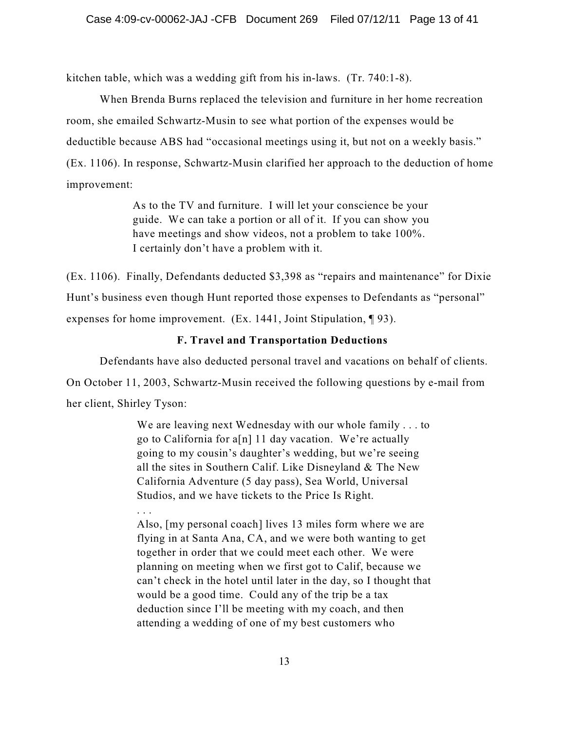kitchen table, which was a wedding gift from his in-laws. (Tr. 740:1-8).

When Brenda Burns replaced the television and furniture in her home recreation room, she emailed Schwartz-Musin to see what portion of the expenses would be deductible because ABS had "occasional meetings using it, but not on a weekly basis." (Ex. 1106). In response, Schwartz-Musin clarified her approach to the deduction of home improvement:

> As to the TV and furniture. I will let your conscience be your guide. We can take a portion or all of it. If you can show you have meetings and show videos, not a problem to take 100%. I certainly don't have a problem with it.

(Ex. 1106). Finally, Defendants deducted $3,398 as "repairs and maintenance" for Dixie Hunt's business even though Hunt reported those expenses to Defendants as "personal" expenses for home improvement. (Ex. 1441, Joint Stipulation, ¶ 93).

### F. Travel and Transportation Deductions

Defendants have also deducted personal travel and vacations on behalf of clients. On October 11, 2003, Schwartz-Musin received the following questions by e-mail from her client, Shirley Tyson:

> We are leaving next Wednesday with our whole family . . . to go to California for a[n] 11 day vacation. We're actually going to my cousin's daughter's wedding, but we're seeing all the sites in Southern Calif. Like Disneyland & The New California Adventure (5 day pass), Sea World, Universal Studios, and we have tickets to the Price Is Right.
>
> . . .
>
> Also, [my personal coach] lives 13 miles form where we are flying in at Santa Ana, CA, and we were both wanting to get together in order that we could meet each other. We were planning on meeting when we first got to Calif, because we can't check in the hotel until later in the day, so I thought that would be a good time. Could any of the trip be a tax deduction since I'll be meeting with my coach, and then attending a wedding of one of my best customers who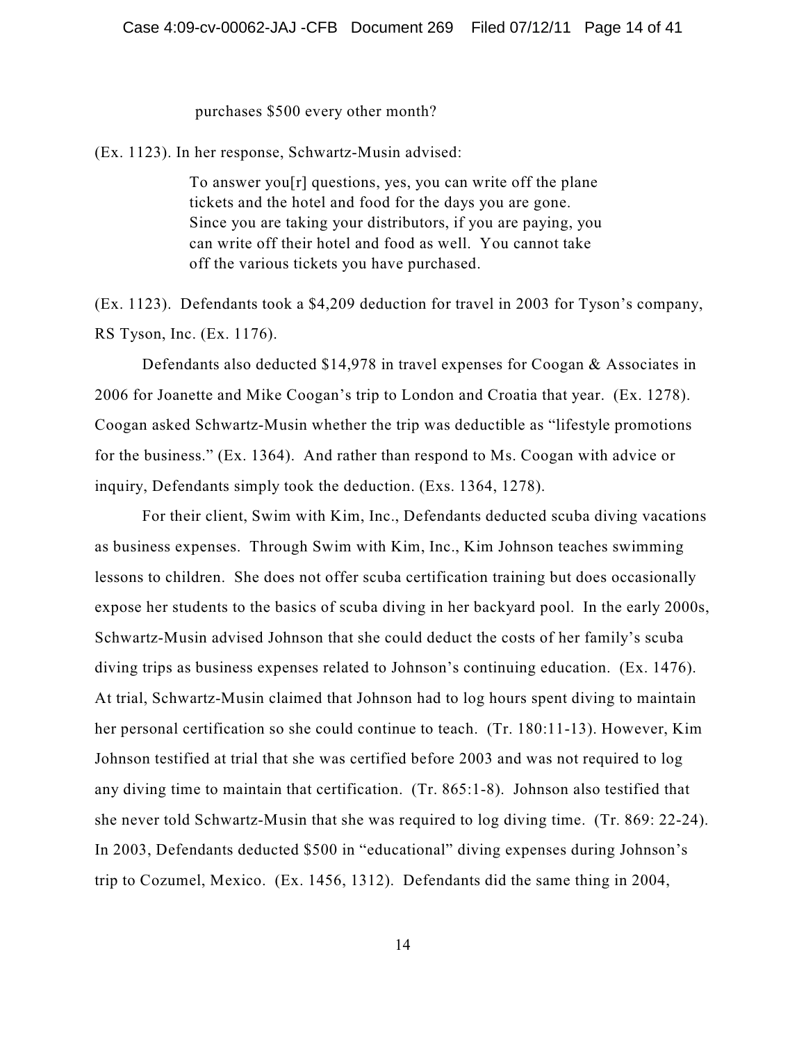purchases $500 every other month?

(Ex. 1123). In her response, Schwartz-Musin advised:

> To answer you[r] questions, yes, you can write off the plane tickets and the hotel and food for the days you are gone. Since you are taking your distributors, if you are paying, you can write off their hotel and food as well. You cannot take off the various tickets you have purchased.

(Ex. 1123). Defendants took a $4,209 deduction for travel in 2003 for Tyson's company, RS Tyson, Inc. (Ex. 1176).

Defendants also deducted $14,978 in travel expenses for Coogan & Associates in 2006 for Joanette and Mike Coogan's trip to London and Croatia that year. (Ex. 1278). Coogan asked Schwartz-Musin whether the trip was deductible as "lifestyle promotions for the business." (Ex. 1364). And rather than respond to Ms. Coogan with advice or inquiry, Defendants simply took the deduction. (Exs. 1364, 1278).

For their client, Swim with Kim, Inc., Defendants deducted scuba diving vacations as business expenses. Through Swim with Kim, Inc., Kim Johnson teaches swimming lessons to children. She does not offer scuba certification training but does occasionally expose her students to the basics of scuba diving in her backyard pool. In the early 2000s, Schwartz-Musin advised Johnson that she could deduct the costs of her family's scuba diving trips as business expenses related to Johnson's continuing education. (Ex. 1476). At trial, Schwartz-Musin claimed that Johnson had to log hours spent diving to maintain her personal certification so she could continue to teach. (Tr. 180:11-13). However, Kim Johnson testified at trial that she was certified before 2003 and was not required to log any diving time to maintain that certification. (Tr. 865:1-8). Johnson also testified that she never told Schwartz-Musin that she was required to log diving time. (Tr. 869: 22-24). In 2003, Defendants deducted $500 in "educational" diving expenses during Johnson's trip to Cozumel, Mexico. (Ex. 1456, 1312). Defendants did the same thing in 2004,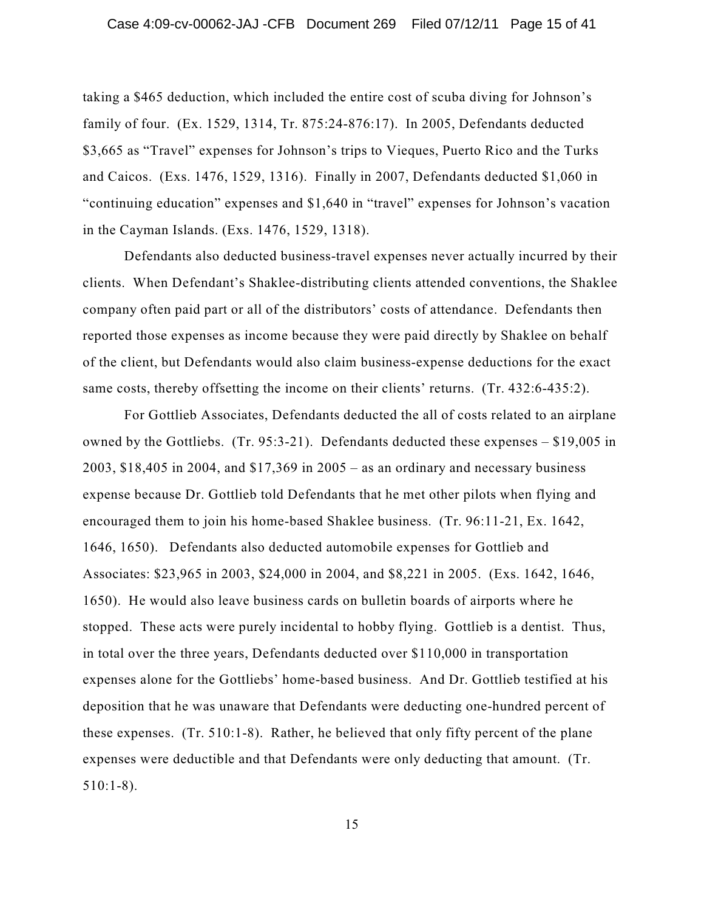taking a $465 deduction, which included the entire cost of scuba diving for Johnson's family of four. (Ex. 1529, 1314, Tr. 875:24-876:17). In 2005, Defendants deducted $3,665 as "Travel" expenses for Johnson's trips to Vieques, Puerto Rico and the Turks and Caicos. (Exs. 1476, 1529, 1316). Finally in 2007, Defendants deducted $1,060 in "continuing education" expenses and $1,640 in "travel" expenses for Johnson's vacation in the Cayman Islands. (Exs. 1476, 1529, 1318).

Defendants also deducted business-travel expenses never actually incurred by their clients. When Defendant's Shaklee-distributing clients attended conventions, the Shaklee company often paid part or all of the distributors' costs of attendance. Defendants then reported those expenses as income because they were paid directly by Shaklee on behalf of the client, but Defendants would also claim business-expense deductions for the exact same costs, thereby offsetting the income on their clients' returns. (Tr. 432:6-435:2).

For Gottlieb Associates, Defendants deducted the all of costs related to an airplane owned by the Gottliebs. (Tr. 95:3-21). Defendants deducted these expenses – $19,005 in 2003, $18,405 in 2004, and $17,369 in 2005 – as an ordinary and necessary business expense because Dr. Gottlieb told Defendants that he met other pilots when flying and encouraged them to join his home-based Shaklee business. (Tr. 96:11-21, Ex. 1642, 1646, 1650). Defendants also deducted automobile expenses for Gottlieb and Associates: $23,965 in 2003, $24,000 in 2004, and $8,221 in 2005. (Exs. 1642, 1646, 1650). He would also leave business cards on bulletin boards of airports where he stopped. These acts were purely incidental to hobby flying. Gottlieb is a dentist. Thus, in total over the three years, Defendants deducted over $110,000 in transportation expenses alone for the Gottliebs' home-based business. And Dr. Gottlieb testified at his deposition that he was unaware that Defendants were deducting one-hundred percent of these expenses. (Tr. 510:1-8). Rather, he believed that only fifty percent of the plane expenses were deductible and that Defendants were only deducting that amount. (Tr. 510:1-8).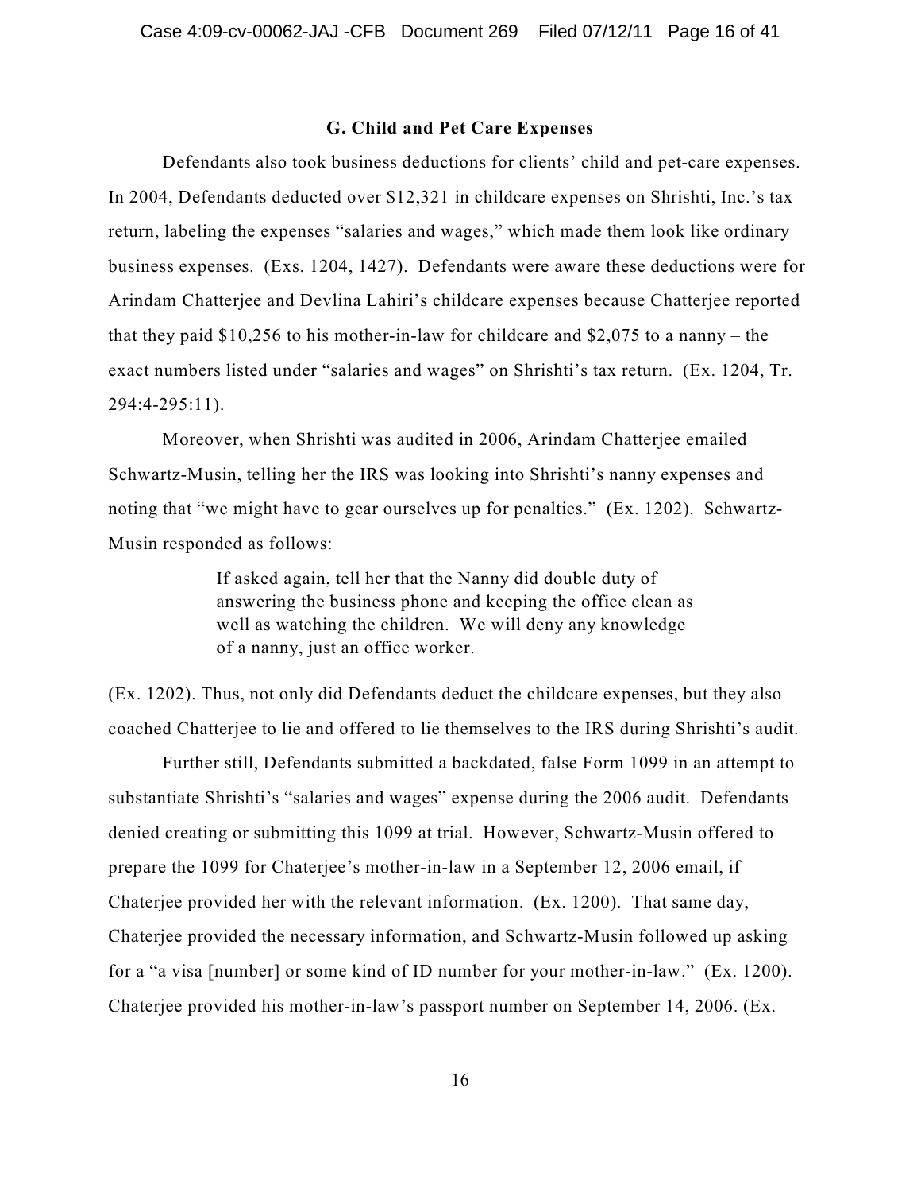### G. Child and Pet Care Expenses

Defendants also took business deductions for clients' child and pet-care expenses. In 2004, Defendants deducted over $12,321 in childcare expenses on Shrishti, Inc.'s tax return, labeling the expenses "salaries and wages," which made them look like ordinary business expenses. (Exs. 1204, 1427). Defendants were aware these deductions were for Arindam Chatterjee and Devlina Lahiri's childcare expenses because Chatterjee reported that they paid $10,256 to his mother-in-law for childcare and $2,075 to a nanny – the exact numbers listed under "salaries and wages" on Shrishti's tax return. (Ex. 1204, Tr. 294:4-295:11).

Moreover, when Shrishti was audited in 2006, Arindam Chatterjee emailed Schwartz-Musin, telling her the IRS was looking into Shrishti's nanny expenses and noting that "we might have to gear ourselves up for penalties." (Ex. 1202). Schwartz-Musin responded as follows:

> If asked again, tell her that the Nanny did double duty of answering the business phone and keeping the office clean as well as watching the children. We will deny any knowledge of a nanny, just an office worker.

(Ex. 1202). Thus, not only did Defendants deduct the childcare expenses, but they also coached Chatterjee to lie and offered to lie themselves to the IRS during Shrishti's audit.

Further still, Defendants submitted a backdated, false Form 1099 in an attempt to substantiate Shrishti's "salaries and wages" expense during the 2006 audit. Defendants denied creating or submitting this 1099 at trial. However, Schwartz-Musin offered to prepare the 1099 for Chaterjee's mother-in-law in a September 12, 2006 email, if Chaterjee provided her with the relevant information. (Ex. 1200). That same day, Chaterjee provided the necessary information, and Schwartz-Musin followed up asking for a "a visa [number] or some kind of ID number for your mother-in-law." (Ex. 1200). Chaterjee provided his mother-in-law's passport number on September 14, 2006. (Ex.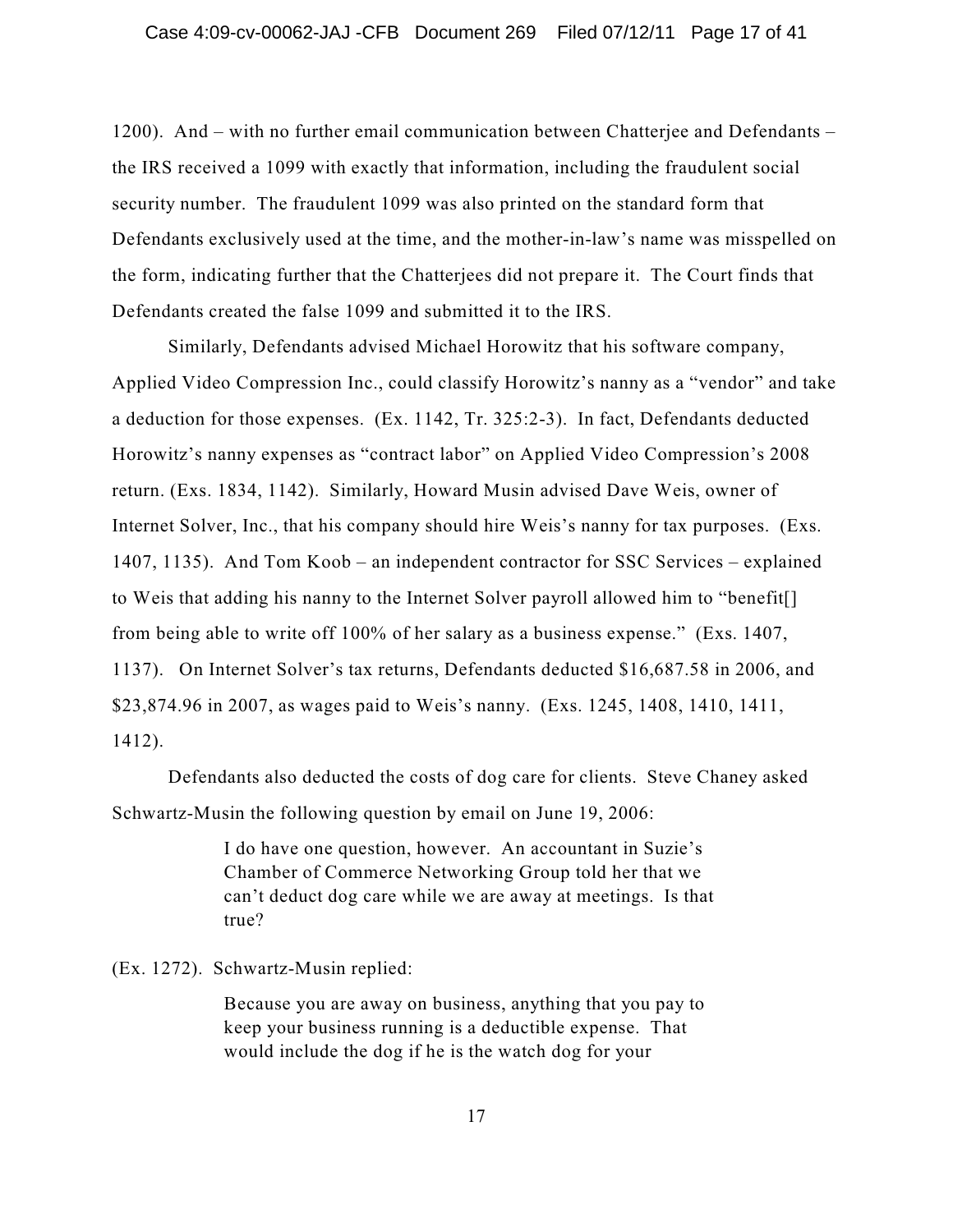1200). And – with no further email communication between Chatterjee and Defendants – the IRS received a 1099 with exactly that information, including the fraudulent social security number. The fraudulent 1099 was also printed on the standard form that Defendants exclusively used at the time, and the mother-in-law's name was misspelled on the form, indicating further that the Chatterjees did not prepare it. The Court finds that Defendants created the false 1099 and submitted it to the IRS.

Similarly, Defendants advised Michael Horowitz that his software company, Applied Video Compression Inc., could classify Horowitz's nanny as a "vendor" and take a deduction for those expenses. (Ex. 1142, Tr. 325:2-3). In fact, Defendants deducted Horowitz's nanny expenses as "contract labor" on Applied Video Compression's 2008 return. (Exs. 1834, 1142). Similarly, Howard Musin advised Dave Weis, owner of Internet Solver, Inc., that his company should hire Weis's nanny for tax purposes. (Exs. 1407, 1135). And Tom Koob – an independent contractor for SSC Services – explained to Weis that adding his nanny to the Internet Solver payroll allowed him to "benefit[] from being able to write off 100% of her salary as a business expense." (Exs. 1407, 1137). On Internet Solver's tax returns, Defendants deducted $16,687.58 in 2006, and $23,874.96 in 2007, as wages paid to Weis's nanny. (Exs. 1245, 1408, 1410, 1411, 1412).

Defendants also deducted the costs of dog care for clients. Steve Chaney asked Schwartz-Musin the following question by email on June 19, 2006:

> I do have one question, however. An accountant in Suzie's Chamber of Commerce Networking Group told her that we can't deduct dog care while we are away at meetings. Is that true?

(Ex. 1272). Schwartz-Musin replied:

> Because you are away on business, anything that you pay to keep your business running is a deductible expense. That would include the dog if he is the watch dog for your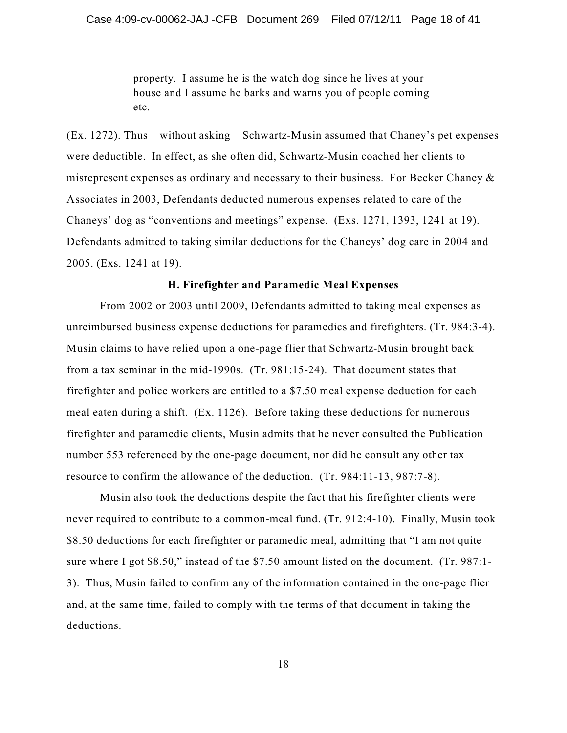> property. I assume he is the watch dog since he lives at your house and I assume he barks and warns you of people coming etc.

(Ex. 1272). Thus – without asking – Schwartz-Musin assumed that Chaney's pet expenses were deductible. In effect, as she often did, Schwartz-Musin coached her clients to misrepresent expenses as ordinary and necessary to their business. For Becker Chaney & Associates in 2003, Defendants deducted numerous expenses related to care of the Chaneys' dog as "conventions and meetings" expense. (Exs. 1271, 1393, 1241 at 19). Defendants admitted to taking similar deductions for the Chaneys' dog care in 2004 and 2005. (Exs. 1241 at 19).

### H. Firefighter and Paramedic Meal Expenses

From 2002 or 2003 until 2009, Defendants admitted to taking meal expenses as unreimbursed business expense deductions for paramedics and firefighters. (Tr. 984:3-4). Musin claims to have relied upon a one-page flier that Schwartz-Musin brought back from a tax seminar in the mid-1990s. (Tr. 981:15-24). That document states that firefighter and police workers are entitled to a $7.50 meal expense deduction for each meal eaten during a shift. (Ex. 1126). Before taking these deductions for numerous firefighter and paramedic clients, Musin admits that he never consulted the Publication number 553 referenced by the one-page document, nor did he consult any other tax resource to confirm the allowance of the deduction. (Tr. 984:11-13, 987:7-8).

Musin also took the deductions despite the fact that his firefighter clients were never required to contribute to a common-meal fund. (Tr. 912:4-10). Finally, Musin took $8.50 deductions for each firefighter or paramedic meal, admitting that "I am not quite sure where I got $8.50," instead of the $7.50 amount listed on the document. (Tr. 987:1-3). Thus, Musin failed to confirm any of the information contained in the one-page flier and, at the same time, failed to comply with the terms of that document in taking the deductions.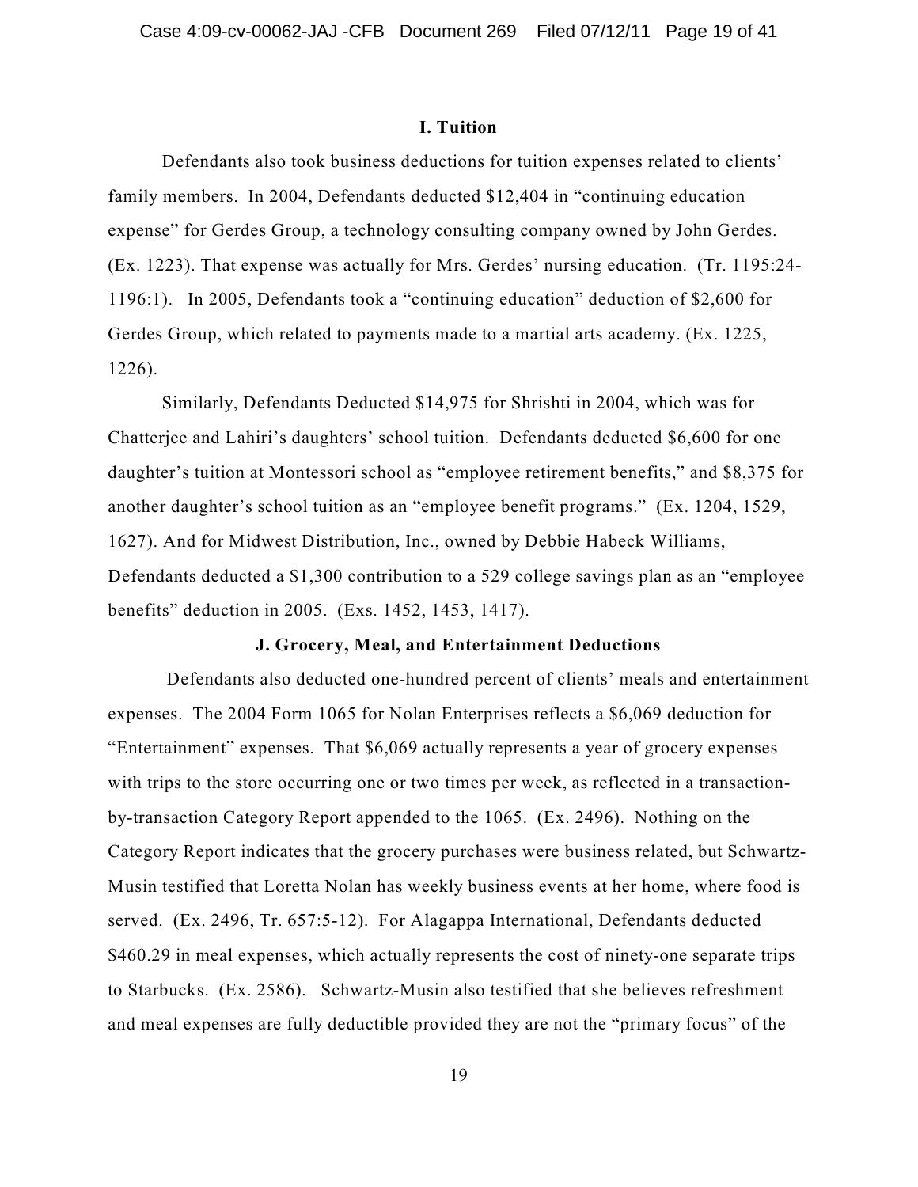### I. Tuition

Defendants also took business deductions for tuition expenses related to clients' family members. In 2004, Defendants deducted $12,404 in "continuing education expense" for Gerdes Group, a technology consulting company owned by John Gerdes. (Ex. 1223). That expense was actually for Mrs. Gerdes' nursing education. (Tr. 1195:24-1196:1). In 2005, Defendants took a "continuing education" deduction of $2,600 for Gerdes Group, which related to payments made to a martial arts academy. (Ex. 1225, 1226).

Similarly, Defendants Deducted $14,975 for Shrishti in 2004, which was for Chatterjee and Lahiri's daughters' school tuition. Defendants deducted $6,600 for one daughter's tuition at Montessori school as "employee retirement benefits," and $8,375 for another daughter's school tuition as an "employee benefit programs." (Ex. 1204, 1529, 1627). And for Midwest Distribution, Inc., owned by Debbie Habeck Williams, Defendants deducted a $1,300 contribution to a 529 college savings plan as an "employee benefits" deduction in 2005. (Exs. 1452, 1453, 1417).

### J. Grocery, Meal, and Entertainment Deductions

Defendants also deducted one-hundred percent of clients' meals and entertainment expenses. The 2004 Form 1065 for Nolan Enterprises reflects a $6,069 deduction for "Entertainment" expenses. That $6,069 actually represents a year of grocery expenses with trips to the store occurring one or two times per week, as reflected in a transaction-by-transaction Category Report appended to the 1065. (Ex. 2496). Nothing on the Category Report indicates that the grocery purchases were business related, but Schwartz-Musin testified that Loretta Nolan has weekly business events at her home, where food is served. (Ex. 2496, Tr. 657:5-12). For Alagappa International, Defendants deducted $460.29 in meal expenses, which actually represents the cost of ninety-one separate trips to Starbucks. (Ex. 2586). Schwartz-Musin also testified that she believes refreshment and meal expenses are fully deductible provided they are not the "primary focus" of the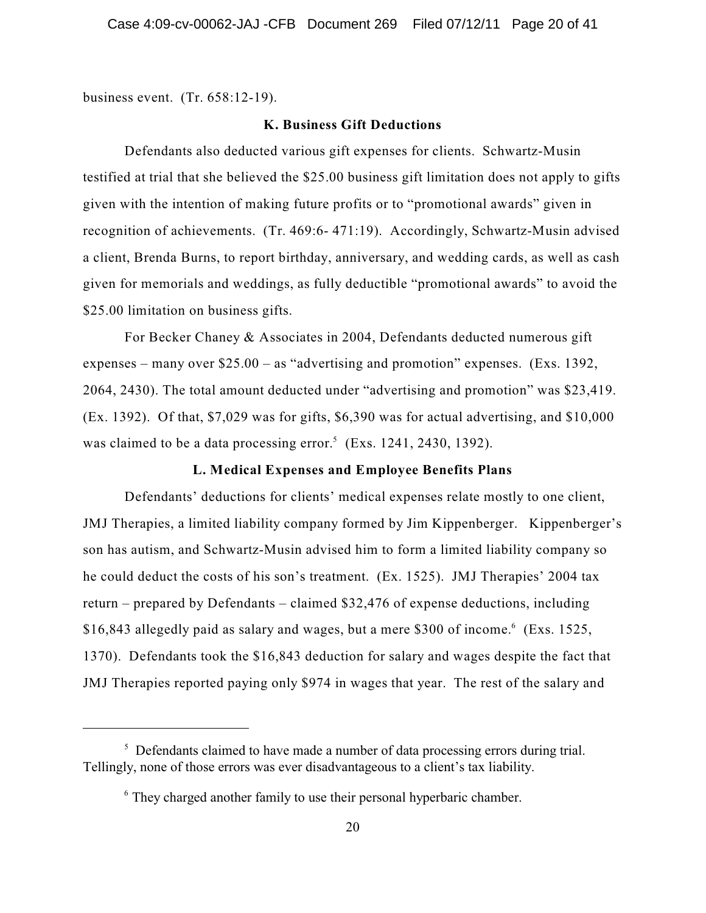business event. (Tr. 658:12-19).

### K. Business Gift Deductions

Defendants also deducted various gift expenses for clients. Schwartz-Musin testified at trial that she believed the $25.00 business gift limitation does not apply to gifts given with the intention of making future profits or to "promotional awards" given in recognition of achievements. (Tr. 469:6- 471:19). Accordingly, Schwartz-Musin advised a client, Brenda Burns, to report birthday, anniversary, and wedding cards, as well as cash given for memorials and weddings, as fully deductible "promotional awards" to avoid the $25.00 limitation on business gifts.

For Becker Chaney & Associates in 2004, Defendants deducted numerous gift expenses – many over $25.00 – as "advertising and promotion" expenses. (Exs. 1392, 2064, 2430). The total amount deducted under "advertising and promotion" was $23,419. (Ex. 1392). Of that, $7,029 was for gifts, $6,390 was for actual advertising, and $10,000 was claimed to be a data processing error.[5] (Exs. 1241, 2430, 1392).

### L. Medical Expenses and Employee Benefits Plans

Defendants' deductions for clients' medical expenses relate mostly to one client, JMJ Therapies, a limited liability company formed by Jim Kippenberger. Kippenberger's son has autism, and Schwartz-Musin advised him to form a limited liability company so he could deduct the costs of his son's treatment. (Ex. 1525). JMJ Therapies' 2004 tax return – prepared by Defendants – claimed $32,476 of expense deductions, including $16,843 allegedly paid as salary and wages, but a mere $300 of income.[6] (Exs. 1525, 1370). Defendants took the $16,843 deduction for salary and wages despite the fact that JMJ Therapies reported paying only $974 in wages that year. The rest of the salary and

---

[5] Defendants claimed to have made a number of data processing errors during trial. Tellingly, none of those errors was ever disadvantageous to a client's tax liability.

[6] They charged another family to use their personal hyperbaric chamber.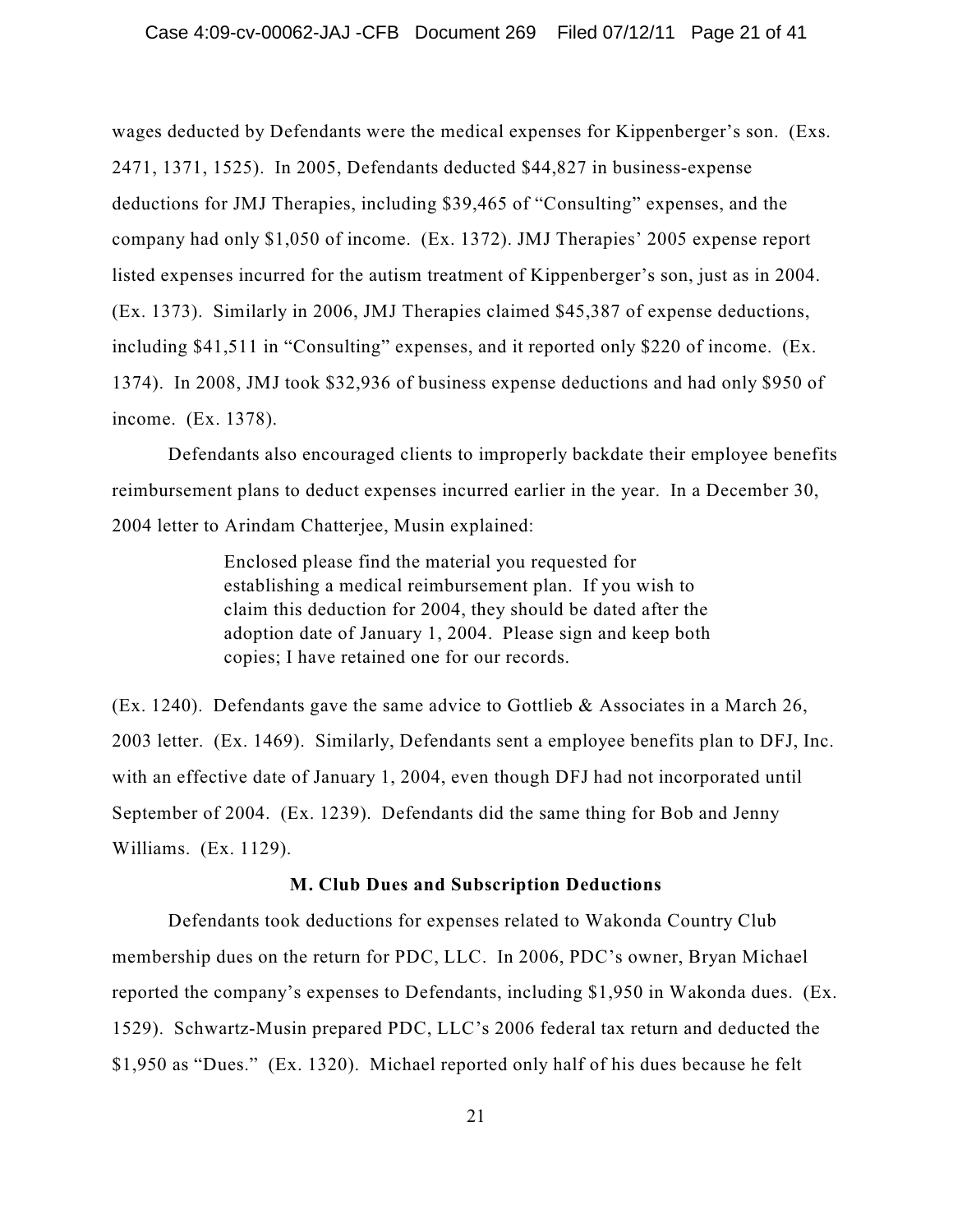wages deducted by Defendants were the medical expenses for Kippenberger's son. (Exs. 2471, 1371, 1525). In 2005, Defendants deducted $44,827 in business-expense deductions for JMJ Therapies, including $39,465 of "Consulting" expenses, and the company had only $1,050 of income. (Ex. 1372). JMJ Therapies' 2005 expense report listed expenses incurred for the autism treatment of Kippenberger's son, just as in 2004. (Ex. 1373). Similarly in 2006, JMJ Therapies claimed $45,387 of expense deductions, including $41,511 in "Consulting" expenses, and it reported only $220 of income. (Ex. 1374). In 2008, JMJ took $32,936 of business expense deductions and had only $950 of income. (Ex. 1378).

Defendants also encouraged clients to improperly backdate their employee benefits reimbursement plans to deduct expenses incurred earlier in the year. In a December 30, 2004 letter to Arindam Chatterjee, Musin explained:

> Enclosed please find the material you requested for establishing a medical reimbursement plan. If you wish to claim this deduction for 2004, they should be dated after the adoption date of January 1, 2004. Please sign and keep both copies; I have retained one for our records.

(Ex. 1240). Defendants gave the same advice to Gottlieb & Associates in a March 26, 2003 letter. (Ex. 1469). Similarly, Defendants sent a employee benefits plan to DFJ, Inc. with an effective date of January 1, 2004, even though DFJ had not incorporated until September of 2004. (Ex. 1239). Defendants did the same thing for Bob and Jenny Williams. (Ex. 1129).

### M. Club Dues and Subscription Deductions

Defendants took deductions for expenses related to Wakonda Country Club membership dues on the return for PDC, LLC. In 2006, PDC's owner, Bryan Michael reported the company's expenses to Defendants, including $1,950 in Wakonda dues. (Ex. 1529). Schwartz-Musin prepared PDC, LLC's 2006 federal tax return and deducted the $1,950 as "Dues." (Ex. 1320). Michael reported only half of his dues because he felt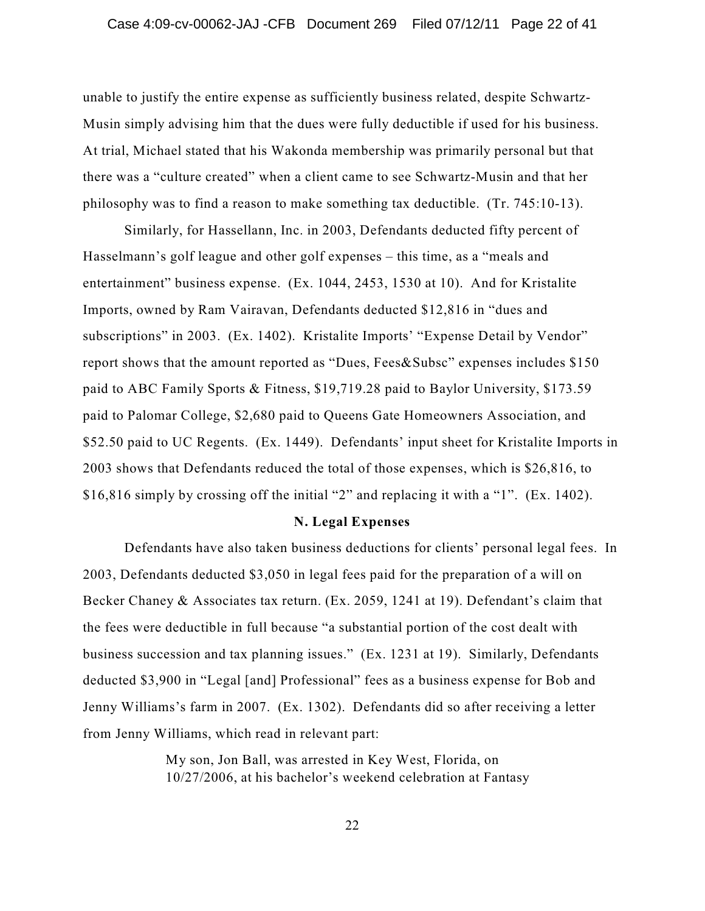unable to justify the entire expense as sufficiently business related, despite Schwartz-Musin simply advising him that the dues were fully deductible if used for his business. At trial, Michael stated that his Wakonda membership was primarily personal but that there was a "culture created" when a client came to see Schwartz-Musin and that her philosophy was to find a reason to make something tax deductible. (Tr. 745:10-13).

Similarly, for Hassellann, Inc. in 2003, Defendants deducted fifty percent of Hasselmann's golf league and other golf expenses – this time, as a "meals and entertainment" business expense. (Ex. 1044, 2453, 1530 at 10). And for Kristalite Imports, owned by Ram Vairavan, Defendants deducted $12,816 in "dues and subscriptions" in 2003. (Ex. 1402). Kristalite Imports' "Expense Detail by Vendor" report shows that the amount reported as "Dues, Fees&Subsc" expenses includes $150 paid to ABC Family Sports & Fitness, $19,719.28 paid to Baylor University, $173.59 paid to Palomar College, $2,680 paid to Queens Gate Homeowners Association, and $52.50 paid to UC Regents. (Ex. 1449). Defendants' input sheet for Kristalite Imports in 2003 shows that Defendants reduced the total of those expenses, which is $26,816, to $16,816 simply by crossing off the initial "2" and replacing it with a "1". (Ex. 1402).

**N. Legal Expenses**

Defendants have also taken business deductions for clients' personal legal fees. In 2003, Defendants deducted $3,050 in legal fees paid for the preparation of a will on Becker Chaney & Associates tax return. (Ex. 2059, 1241 at 19). Defendant's claim that the fees were deductible in full because "a substantial portion of the cost dealt with business succession and tax planning issues." (Ex. 1231 at 19). Similarly, Defendants deducted $3,900 in "Legal [and] Professional" fees as a business expense for Bob and Jenny Williams's farm in 2007. (Ex. 1302). Defendants did so after receiving a letter from Jenny Williams, which read in relevant part:

> My son, Jon Ball, was arrested in Key West, Florida, on 10/27/2006, at his bachelor's weekend celebration at Fantasy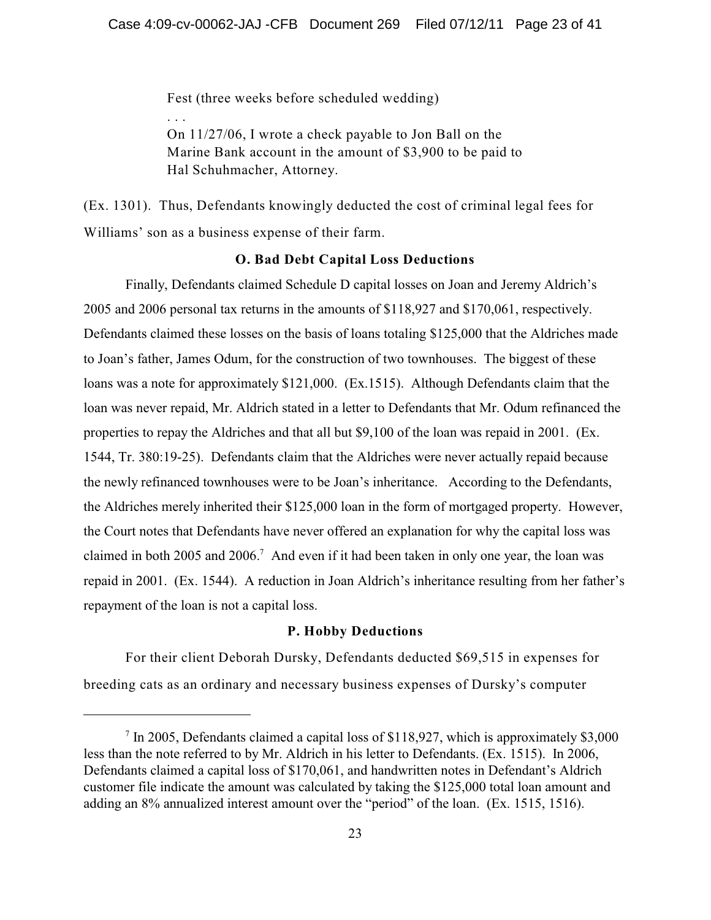> Fest (three weeks before scheduled wedding)
>
> . . .
>
> On 11/27/06, I wrote a check payable to Jon Ball on the Marine Bank account in the amount of $3,900 to be paid to Hal Schuhmacher, Attorney.

(Ex. 1301). Thus, Defendants knowingly deducted the cost of criminal legal fees for Williams' son as a business expense of their farm.

### O. Bad Debt Capital Loss Deductions

Finally, Defendants claimed Schedule D capital losses on Joan and Jeremy Aldrich's 2005 and 2006 personal tax returns in the amounts of $118,927 and $170,061, respectively. Defendants claimed these losses on the basis of loans totaling $125,000 that the Aldriches made to Joan's father, James Odum, for the construction of two townhouses. The biggest of these loans was a note for approximately $121,000. (Ex.1515). Although Defendants claim that the loan was never repaid, Mr. Aldrich stated in a letter to Defendants that Mr. Odum refinanced the properties to repay the Aldriches and that all but $9,100 of the loan was repaid in 2001. (Ex. 1544, Tr. 380:19-25). Defendants claim that the Aldriches were never actually repaid because the newly refinanced townhouses were to be Joan's inheritance. According to the Defendants, the Aldriches merely inherited their $125,000 loan in the form of mortgaged property. However, the Court notes that Defendants have never offered an explanation for why the capital loss was claimed in both 2005 and 2006.[7] And even if it had been taken in only one year, the loan was repaid in 2001. (Ex. 1544). A reduction in Joan Aldrich's inheritance resulting from her father's repayment of the loan is not a capital loss.

### P. Hobby Deductions

For their client Deborah Dursky, Defendants deducted $69,515 in expenses for breeding cats as an ordinary and necessary business expenses of Dursky's computer

---

[7] In 2005, Defendants claimed a capital loss of $118,927, which is approximately $3,000 less than the note referred to by Mr. Aldrich in his letter to Defendants. (Ex. 1515). In 2006, Defendants claimed a capital loss of $170,061, and handwritten notes in Defendant's Aldrich customer file indicate the amount was calculated by taking the $125,000 total loan amount and adding an 8% annualized interest amount over the "period" of the loan. (Ex. 1515, 1516).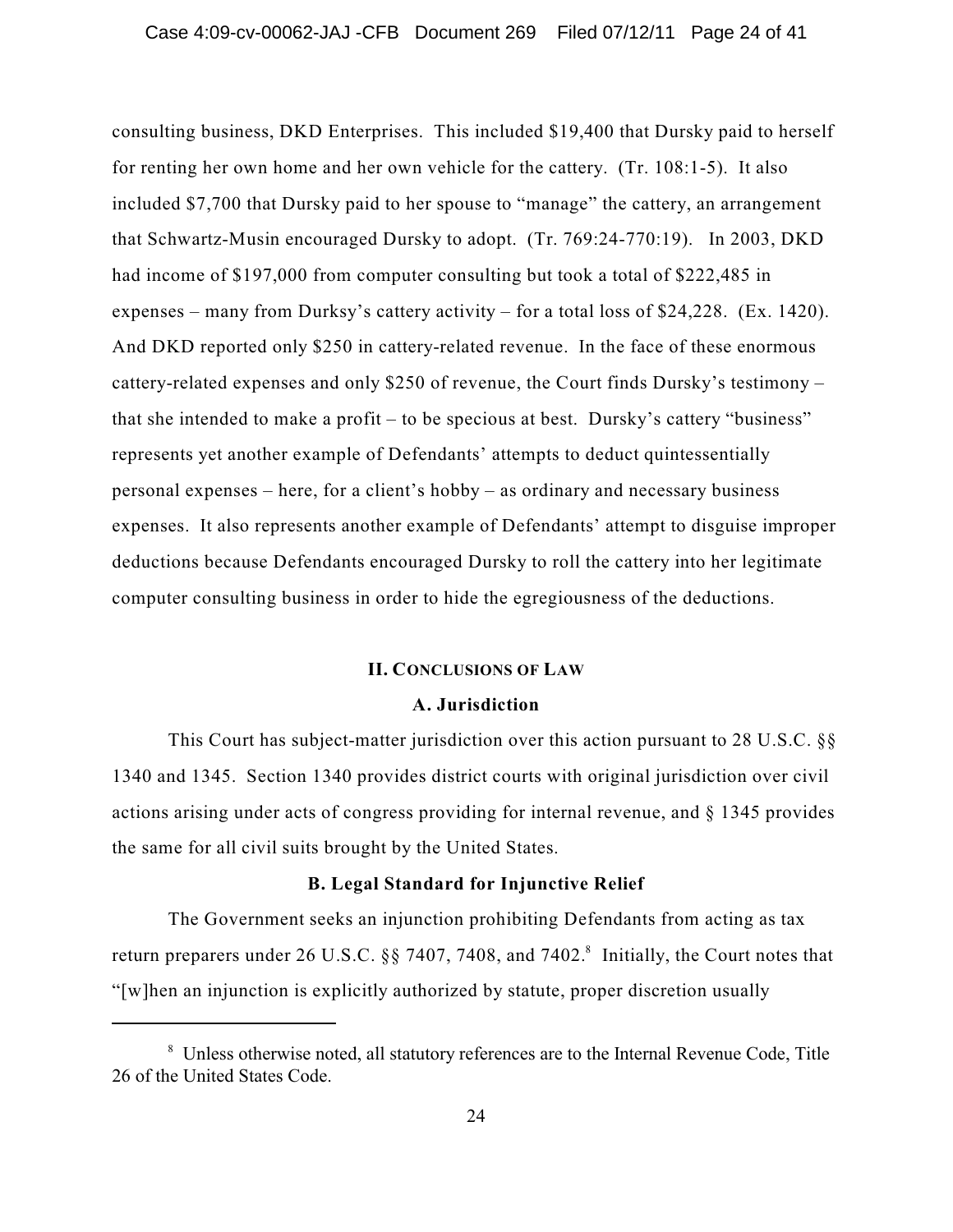consulting business, DKD Enterprises. This included $19,400 that Dursky paid to herself for renting her own home and her own vehicle for the cattery. (Tr. 108:1-5). It also included $7,700 that Dursky paid to her spouse to "manage" the cattery, an arrangement that Schwartz-Musin encouraged Dursky to adopt. (Tr. 769:24-770:19). In 2003, DKD had income of $197,000 from computer consulting but took a total of $222,485 in expenses – many from Durksy's cattery activity – for a total loss of $24,228. (Ex. 1420). And DKD reported only $250 in cattery-related revenue. In the face of these enormous cattery-related expenses and only $250 of revenue, the Court finds Dursky's testimony – that she intended to make a profit – to be specious at best. Dursky's cattery "business" represents yet another example of Defendants' attempts to deduct quintessentially personal expenses – here, for a client's hobby – as ordinary and necessary business expenses. It also represents another example of Defendants' attempt to disguise improper deductions because Defendants encouraged Dursky to roll the cattery into her legitimate computer consulting business in order to hide the egregiousness of the deductions.

## II. Conclusions of Law

### A. Jurisdiction

This Court has subject-matter jurisdiction over this action pursuant to 28 U.S.C. §§ 1340 and 1345. Section 1340 provides district courts with original jurisdiction over civil actions arising under acts of congress providing for internal revenue, and § 1345 provides the same for all civil suits brought by the United States.

### B. Legal Standard for Injunctive Relief

The Government seeks an injunction prohibiting Defendants from acting as tax return preparers under 26 U.S.C. §§ 7407, 7408, and 7402.[8] Initially, the Court notes that "[w]hen an injunction is explicitly authorized by statute, proper discretion usually

---

[8] Unless otherwise noted, all statutory references are to the Internal Revenue Code, Title 26 of the United States Code.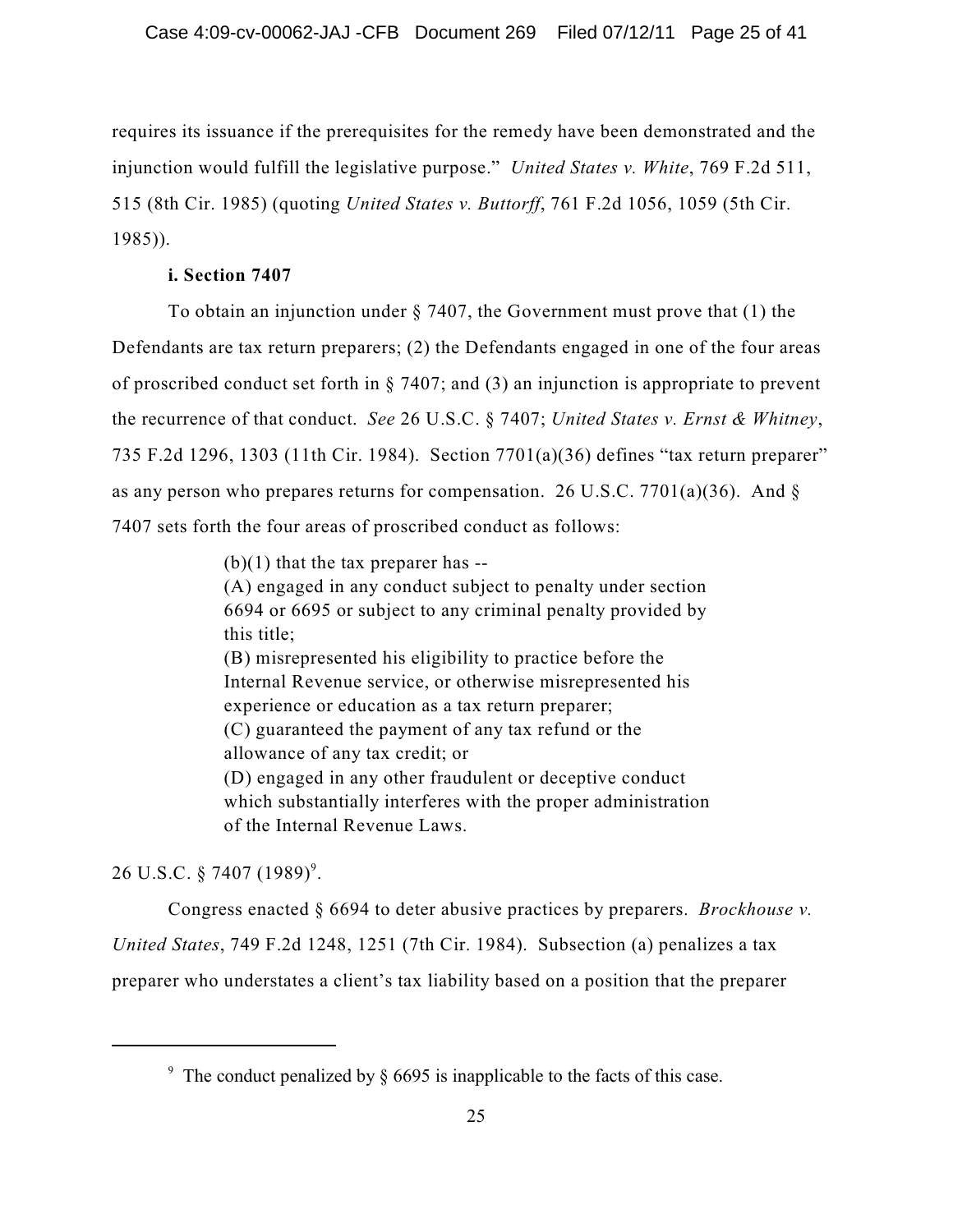requires its issuance if the prerequisites for the remedy have been demonstrated and the injunction would fulfill the legislative purpose." *United States v. White*, 769 F.2d 511, 515 (8th Cir. 1985) (quoting *United States v. Buttorff*, 761 F.2d 1056, 1059 (5th Cir. 1985)).

**i. Section 7407**

To obtain an injunction under § 7407, the Government must prove that (1) the Defendants are tax return preparers; (2) the Defendants engaged in one of the four areas of proscribed conduct set forth in § 7407; and (3) an injunction is appropriate to prevent the recurrence of that conduct. *See* 26 U.S.C. § 7407; *United States v. Ernst & Whitney*, 735 F.2d 1296, 1303 (11th Cir. 1984). Section 7701(a)(36) defines "tax return preparer" as any person who prepares returns for compensation. 26 U.S.C. 7701(a)(36). And § 7407 sets forth the four areas of proscribed conduct as follows:

> (b)(1) that the tax preparer has --
> (A) engaged in any conduct subject to penalty under section 6694 or 6695 or subject to any criminal penalty provided by this title;
> (B) misrepresented his eligibility to practice before the Internal Revenue service, or otherwise misrepresented his experience or education as a tax return preparer;
> (C) guaranteed the payment of any tax refund or the allowance of any tax credit; or
> (D) engaged in any other fraudulent or deceptive conduct which substantially interferes with the proper administration of the Internal Revenue Laws.

26 U.S.C. § 7407 (1989)[9].

Congress enacted § 6694 to deter abusive practices by preparers. *Brockhouse v. United States*, 749 F.2d 1248, 1251 (7th Cir. 1984). Subsection (a) penalizes a tax preparer who understates a client's tax liability based on a position that the preparer

---

[9] The conduct penalized by § 6695 is inapplicable to the facts of this case.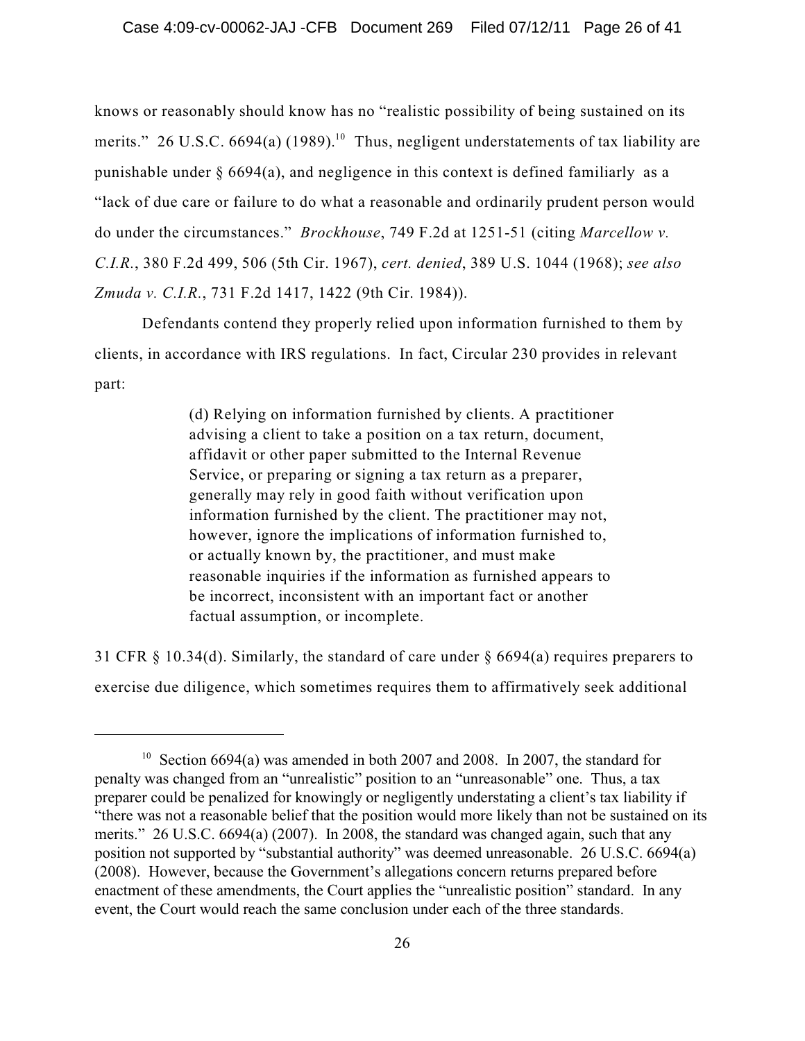knows or reasonably should know has no "realistic possibility of being sustained on its merits." 26 U.S.C. 6694(a) (1989).[10] Thus, negligent understatements of tax liability are punishable under § 6694(a), and negligence in this context is defined familiarly as a "lack of due care or failure to do what a reasonable and ordinarily prudent person would do under the circumstances." *Brockhouse*, 749 F.2d at 1251-51 (citing *Marcellow v. C.I.R.*, 380 F.2d 499, 506 (5th Cir. 1967), *cert. denied*, 389 U.S. 1044 (1968); *see also Zmuda v. C.I.R.*, 731 F.2d 1417, 1422 (9th Cir. 1984)).

Defendants contend they properly relied upon information furnished to them by clients, in accordance with IRS regulations. In fact, Circular 230 provides in relevant part:

> (d) Relying on information furnished by clients. A practitioner advising a client to take a position on a tax return, document, affidavit or other paper submitted to the Internal Revenue Service, or preparing or signing a tax return as a preparer, generally may rely in good faith without verification upon information furnished by the client. The practitioner may not, however, ignore the implications of information furnished to, or actually known by, the practitioner, and must make reasonable inquiries if the information as furnished appears to be incorrect, inconsistent with an important fact or another factual assumption, or incomplete.

31 CFR § 10.34(d). Similarly, the standard of care under § 6694(a) requires preparers to exercise due diligence, which sometimes requires them to affirmatively seek additional

---

[10] Section 6694(a) was amended in both 2007 and 2008. In 2007, the standard for penalty was changed from an "unrealistic" position to an "unreasonable" one. Thus, a tax preparer could be penalized for knowingly or negligently understating a client's tax liability if "there was not a reasonable belief that the position would more likely than not be sustained on its merits." 26 U.S.C. 6694(a) (2007). In 2008, the standard was changed again, such that any position not supported by "substantial authority" was deemed unreasonable. 26 U.S.C. 6694(a) (2008). However, because the Government's allegations concern returns prepared before enactment of these amendments, the Court applies the "unrealistic position" standard. In any event, the Court would reach the same conclusion under each of the three standards.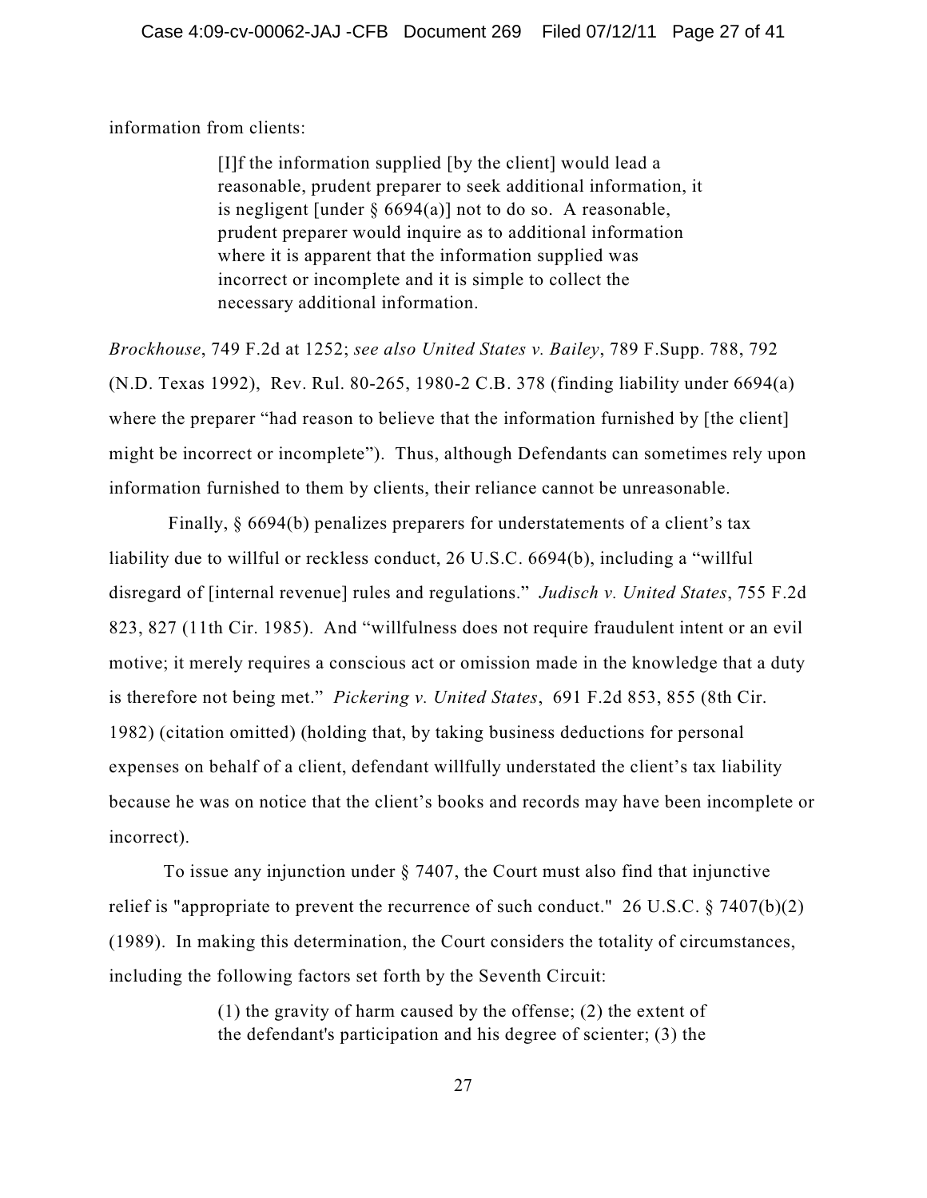information from clients:

> [I]f the information supplied [by the client] would lead a reasonable, prudent preparer to seek additional information, it is negligent [under § 6694(a)] not to do so. A reasonable, prudent preparer would inquire as to additional information where it is apparent that the information supplied was incorrect or incomplete and it is simple to collect the necessary additional information.

*Brockhouse*, 749 F.2d at 1252; *see also United States v. Bailey*, 789 F.Supp. 788, 792 (N.D. Texas 1992), Rev. Rul. 80-265, 1980-2 C.B. 378 (finding liability under 6694(a) where the preparer "had reason to believe that the information furnished by [the client] might be incorrect or incomplete"). Thus, although Defendants can sometimes rely upon information furnished to them by clients, their reliance cannot be unreasonable.

Finally, § 6694(b) penalizes preparers for understatements of a client's tax liability due to willful or reckless conduct, 26 U.S.C. 6694(b), including a "willful disregard of [internal revenue] rules and regulations." *Judisch v. United States*, 755 F.2d 823, 827 (11th Cir. 1985). And "willfulness does not require fraudulent intent or an evil motive; it merely requires a conscious act or omission made in the knowledge that a duty is therefore not being met." *Pickering v. United States*, 691 F.2d 853, 855 (8th Cir. 1982) (citation omitted) (holding that, by taking business deductions for personal expenses on behalf of a client, defendant willfully understated the client's tax liability because he was on notice that the client's books and records may have been incomplete or incorrect).

To issue any injunction under § 7407, the Court must also find that injunctive relief is "appropriate to prevent the recurrence of such conduct." 26 U.S.C. § 7407(b)(2) (1989). In making this determination, the Court considers the totality of circumstances, including the following factors set forth by the Seventh Circuit:

> (1) the gravity of harm caused by the offense; (2) the extent of the defendant's participation and his degree of scienter; (3) the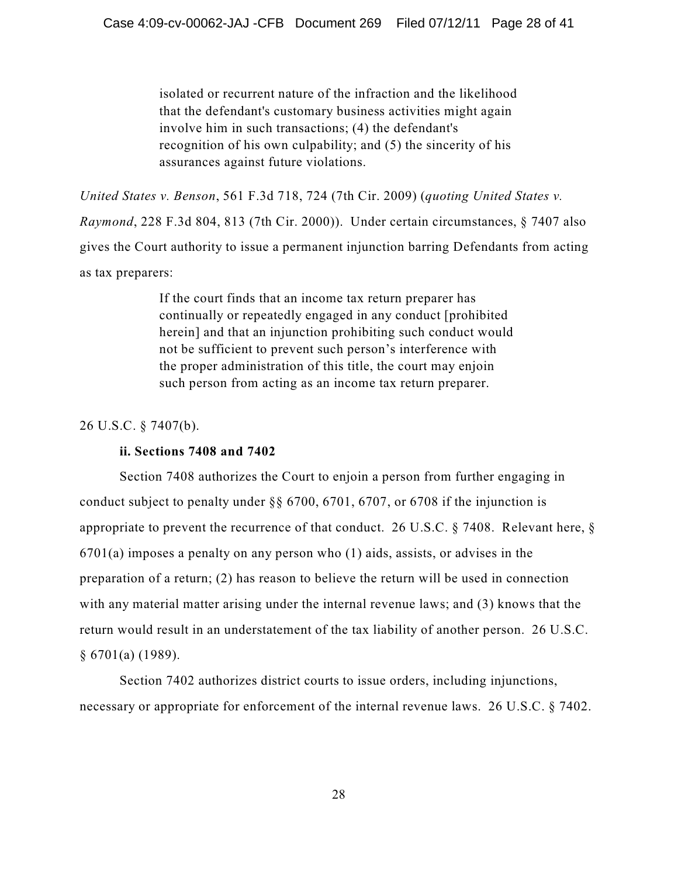> isolated or recurrent nature of the infraction and the likelihood that the defendant's customary business activities might again involve him in such transactions; (4) the defendant's recognition of his own culpability; and (5) the sincerity of his assurances against future violations.

*United States v. Benson*, 561 F.3d 718, 724 (7th Cir. 2009) (*quoting United States v. Raymond*, 228 F.3d 804, 813 (7th Cir. 2000)). Under certain circumstances, § 7407 also gives the Court authority to issue a permanent injunction barring Defendants from acting as tax preparers:

> If the court finds that an income tax return preparer has continually or repeatedly engaged in any conduct [prohibited herein] and that an injunction prohibiting such conduct would not be sufficient to prevent such person's interference with the proper administration of this title, the court may enjoin such person from acting as an income tax return preparer.

26 U.S.C. § 7407(b).

**ii. Sections 7408 and 7402**

Section 7408 authorizes the Court to enjoin a person from further engaging in conduct subject to penalty under §§ 6700, 6701, 6707, or 6708 if the injunction is appropriate to prevent the recurrence of that conduct. 26 U.S.C. § 7408. Relevant here, § 6701(a) imposes a penalty on any person who (1) aids, assists, or advises in the preparation of a return; (2) has reason to believe the return will be used in connection with any material matter arising under the internal revenue laws; and (3) knows that the return would result in an understatement of the tax liability of another person. 26 U.S.C. § 6701(a) (1989).

Section 7402 authorizes district courts to issue orders, including injunctions, necessary or appropriate for enforcement of the internal revenue laws. 26 U.S.C. § 7402.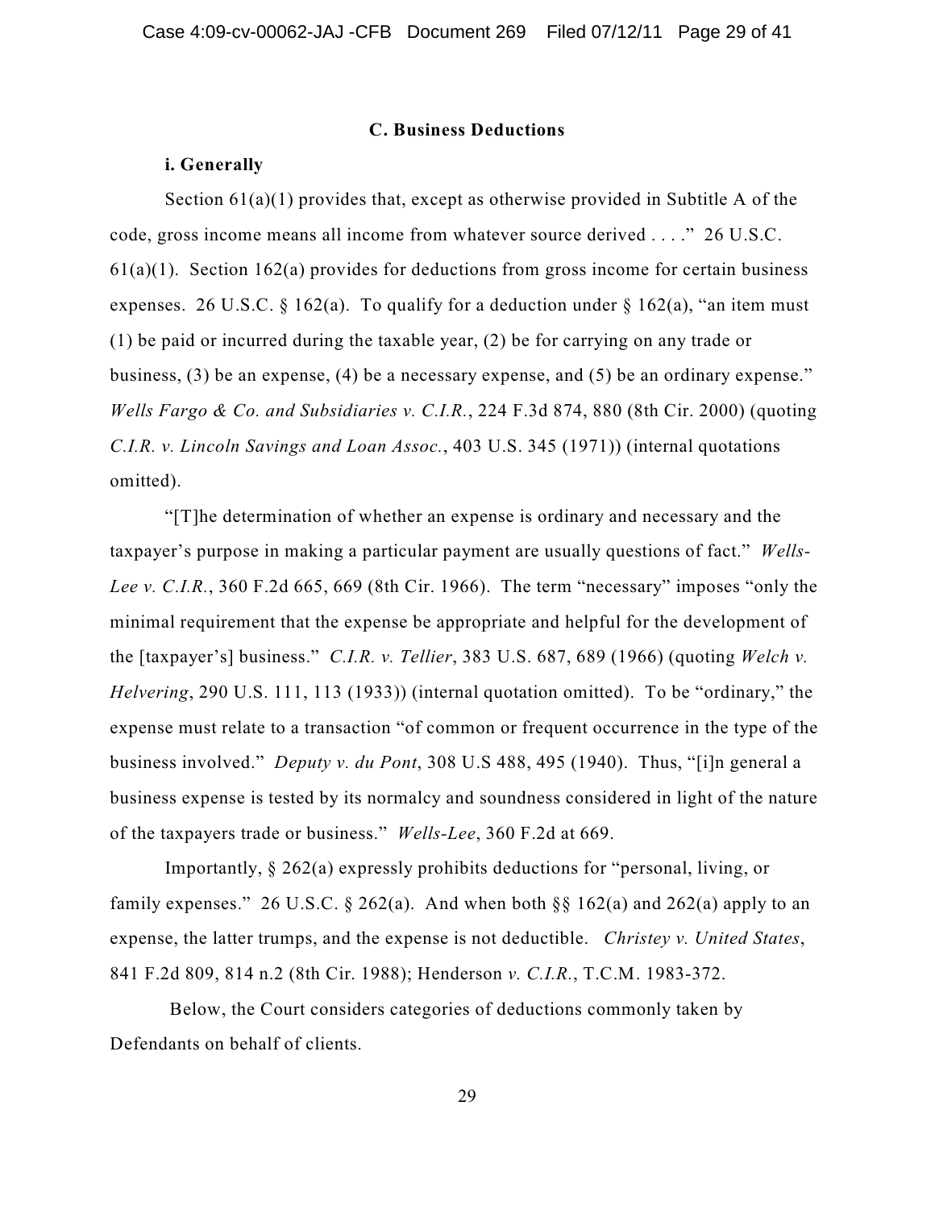### C. Business Deductions

#### i. Generally

Section 61(a)(1) provides that, except as otherwise provided in Subtitle A of the code, gross income means all income from whatever source derived . . . ." 26 U.S.C. 61(a)(1). Section 162(a) provides for deductions from gross income for certain business expenses. 26 U.S.C. § 162(a). To qualify for a deduction under § 162(a), "an item must (1) be paid or incurred during the taxable year, (2) be for carrying on any trade or business, (3) be an expense, (4) be a necessary expense, and (5) be an ordinary expense." *Wells Fargo & Co. and Subsidiaries v. C.I.R.*, 224 F.3d 874, 880 (8th Cir. 2000) (quoting *C.I.R. v. Lincoln Savings and Loan Assoc.*, 403 U.S. 345 (1971)) (internal quotations omitted).

"[T]he determination of whether an expense is ordinary and necessary and the taxpayer's purpose in making a particular payment are usually questions of fact." *Wells-Lee v. C.I.R.*, 360 F.2d 665, 669 (8th Cir. 1966). The term "necessary" imposes "only the minimal requirement that the expense be appropriate and helpful for the development of the [taxpayer's] business." *C.I.R. v. Tellier*, 383 U.S. 687, 689 (1966) (quoting *Welch v. Helvering*, 290 U.S. 111, 113 (1933)) (internal quotation omitted). To be "ordinary," the expense must relate to a transaction "of common or frequent occurrence in the type of the business involved." *Deputy v. du Pont*, 308 U.S 488, 495 (1940). Thus, "[i]n general a business expense is tested by its normalcy and soundness considered in light of the nature of the taxpayers trade or business." *Wells-Lee*, 360 F.2d at 669.

Importantly, § 262(a) expressly prohibits deductions for "personal, living, or family expenses." 26 U.S.C. § 262(a). And when both §§ 162(a) and 262(a) apply to an expense, the latter trumps, and the expense is not deductible. *Christey v. United States*, 841 F.2d 809, 814 n.2 (8th Cir. 1988); Henderson *v. C.I.R.*, T.C.M. 1983-372.

Below, the Court considers categories of deductions commonly taken by Defendants on behalf of clients.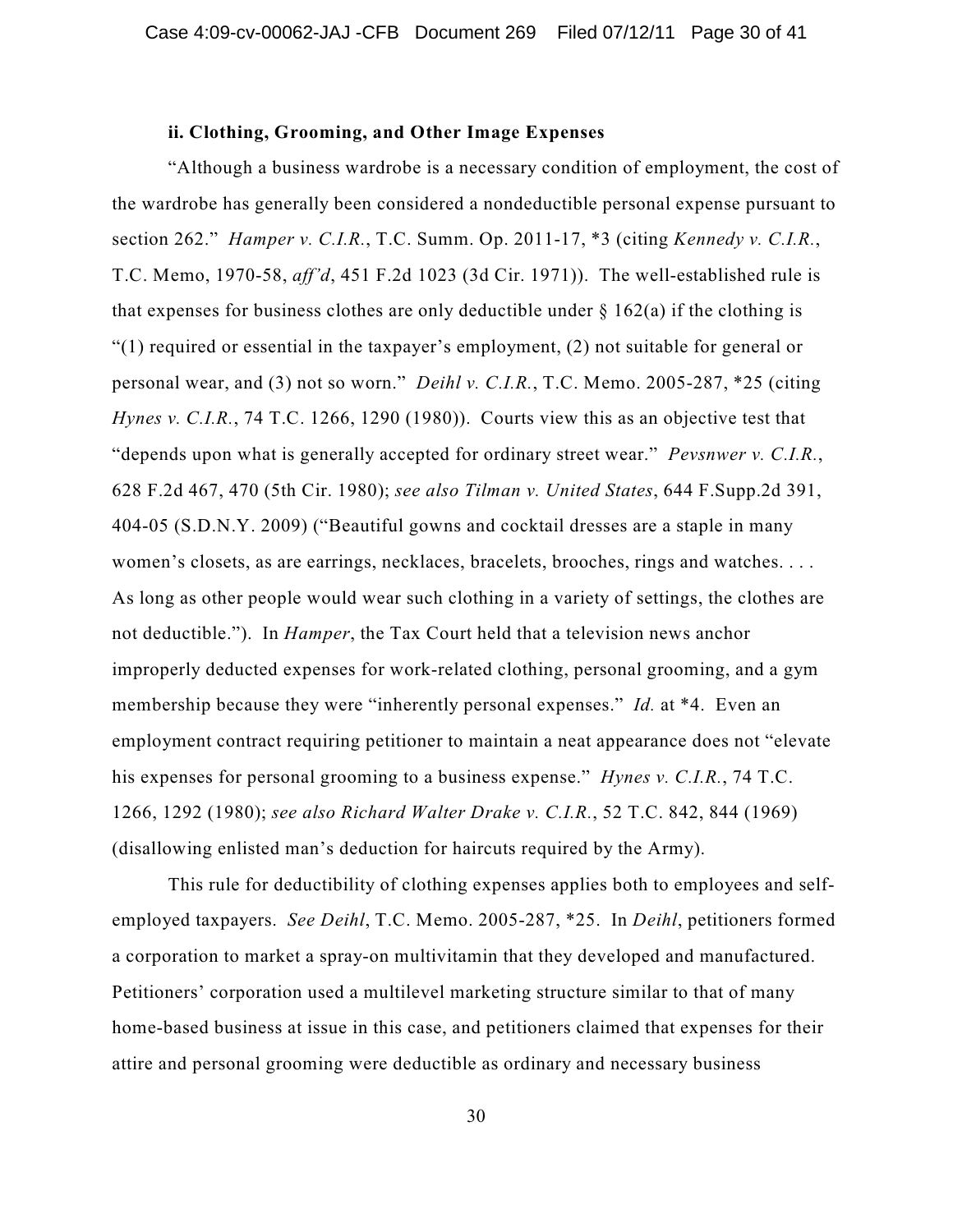**ii. Clothing, Grooming, and Other Image Expenses**

"Although a business wardrobe is a necessary condition of employment, the cost of the wardrobe has generally been considered a nondeductible personal expense pursuant to section 262." *Hamper v. C.I.R.*, T.C. Summ. Op. 2011-17, *3 (citing *Kennedy v. C.I.R.*, T.C. Memo, 1970-58, *aff'd*, 451 F.2d 1023 (3d Cir. 1971)). The well-established rule is that expenses for business clothes are only deductible under § 162(a) if the clothing is "(1) required or essential in the taxpayer's employment, (2) not suitable for general or personal wear, and (3) not so worn." *Deihl v. C.I.R.*, T.C. Memo. 2005-287, *25 (citing *Hynes v. C.I.R.*, 74 T.C. 1266, 1290 (1980)). Courts view this as an objective test that "depends upon what is generally accepted for ordinary street wear." *Pevsnwer v. C.I.R.*, 628 F.2d 467, 470 (5th Cir. 1980); *see also Tilman v. United States*, 644 F.Supp.2d 391, 404-05 (S.D.N.Y. 2009) ("Beautiful gowns and cocktail dresses are a staple in many women's closets, as are earrings, necklaces, bracelets, brooches, rings and watches. . . . As long as other people would wear such clothing in a variety of settings, the clothes are not deductible."). In *Hamper*, the Tax Court held that a television news anchor improperly deducted expenses for work-related clothing, personal grooming, and a gym membership because they were "inherently personal expenses." *Id.* at *4. Even an employment contract requiring petitioner to maintain a neat appearance does not "elevate his expenses for personal grooming to a business expense." *Hynes v. C.I.R.*, 74 T.C. 1266, 1292 (1980); *see also Richard Walter Drake v. C.I.R.*, 52 T.C. 842, 844 (1969) (disallowing enlisted man's deduction for haircuts required by the Army).

This rule for deductibility of clothing expenses applies both to employees and self-employed taxpayers. *See Deihl*, T.C. Memo. 2005-287, *25. In *Deihl*, petitioners formed a corporation to market a spray-on multivitamin that they developed and manufactured. Petitioners' corporation used a multilevel marketing structure similar to that of many home-based business at issue in this case, and petitioners claimed that expenses for their attire and personal grooming were deductible as ordinary and necessary business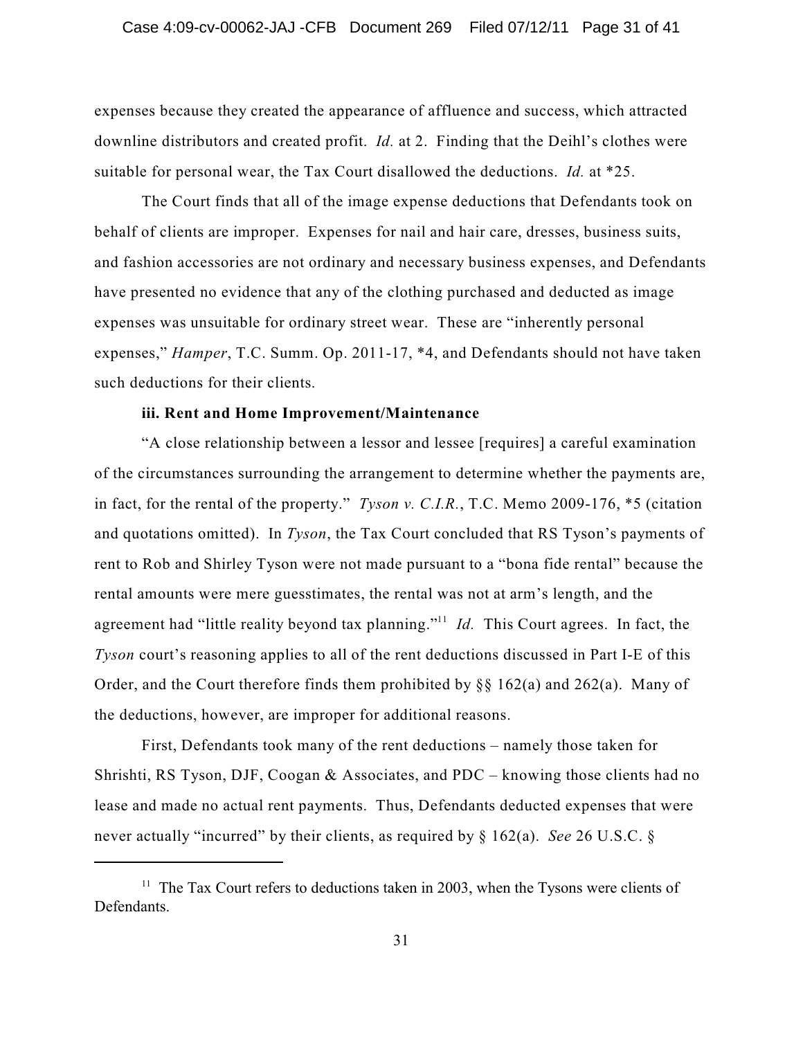expenses because they created the appearance of affluence and success, which attracted downline distributors and created profit. *Id.* at 2. Finding that the Deihl's clothes were suitable for personal wear, the Tax Court disallowed the deductions. *Id.* at *25.

The Court finds that all of the image expense deductions that Defendants took on behalf of clients are improper. Expenses for nail and hair care, dresses, business suits, and fashion accessories are not ordinary and necessary business expenses, and Defendants have presented no evidence that any of the clothing purchased and deducted as image expenses was unsuitable for ordinary street wear. These are "inherently personal expenses," *Hamper*, T.C. Summ. Op. 2011-17, *4, and Defendants should not have taken such deductions for their clients.

**iii. Rent and Home Improvement/Maintenance**

"A close relationship between a lessor and lessee [requires] a careful examination of the circumstances surrounding the arrangement to determine whether the payments are, in fact, for the rental of the property." *Tyson v. C.I.R.*, T.C. Memo 2009-176, *5 (citation and quotations omitted). In *Tyson*, the Tax Court concluded that RS Tyson's payments of rent to Rob and Shirley Tyson were not made pursuant to a "bona fide rental" because the rental amounts were mere guesstimates, the rental was not at arm's length, and the agreement had "little reality beyond tax planning."[11] *Id.* This Court agrees. In fact, the *Tyson* court's reasoning applies to all of the rent deductions discussed in Part I-E of this Order, and the Court therefore finds them prohibited by §§ 162(a) and 262(a). Many of the deductions, however, are improper for additional reasons.

First, Defendants took many of the rent deductions – namely those taken for Shrishti, RS Tyson, DJF, Coogan & Associates, and PDC – knowing those clients had no lease and made no actual rent payments. Thus, Defendants deducted expenses that were never actually "incurred" by their clients, as required by § 162(a). *See* 26 U.S.C. §

---

[11] The Tax Court refers to deductions taken in 2003, when the Tysons were clients of Defendants.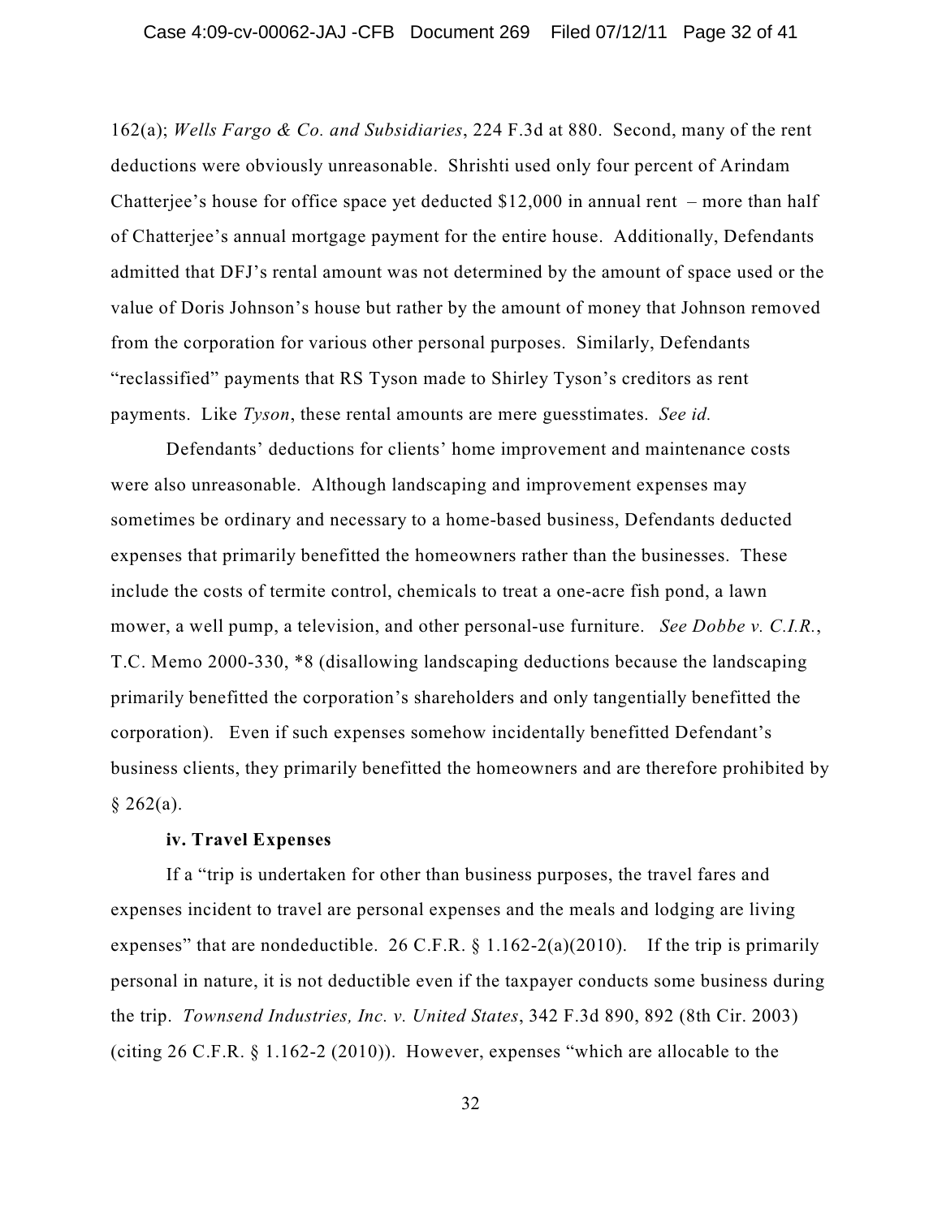162(a); *Wells Fargo & Co. and Subsidiaries*, 224 F.3d at 880. Second, many of the rent deductions were obviously unreasonable. Shrishti used only four percent of Arindam Chatterjee's house for office space yet deducted $12,000 in annual rent – more than half of Chatterjee's annual mortgage payment for the entire house. Additionally, Defendants admitted that DFJ's rental amount was not determined by the amount of space used or the value of Doris Johnson's house but rather by the amount of money that Johnson removed from the corporation for various other personal purposes. Similarly, Defendants "reclassified" payments that RS Tyson made to Shirley Tyson's creditors as rent payments. Like *Tyson*, these rental amounts are mere guesstimates. *See id.*

Defendants' deductions for clients' home improvement and maintenance costs were also unreasonable. Although landscaping and improvement expenses may sometimes be ordinary and necessary to a home-based business, Defendants deducted expenses that primarily benefitted the homeowners rather than the businesses. These include the costs of termite control, chemicals to treat a one-acre fish pond, a lawn mower, a well pump, a television, and other personal-use furniture. *See Dobbe v. C.I.R.*, T.C. Memo 2000-330, *8 (disallowing landscaping deductions because the landscaping primarily benefitted the corporation's shareholders and only tangentially benefitted the corporation). Even if such expenses somehow incidentally benefitted Defendant's business clients, they primarily benefitted the homeowners and are therefore prohibited by § 262(a).

**iv. Travel Expenses**

If a "trip is undertaken for other than business purposes, the travel fares and expenses incident to travel are personal expenses and the meals and lodging are living expenses" that are nondeductible. 26 C.F.R. § 1.162-2(a)(2010). If the trip is primarily personal in nature, it is not deductible even if the taxpayer conducts some business during the trip. *Townsend Industries, Inc. v. United States*, 342 F.3d 890, 892 (8th Cir. 2003) (citing 26 C.F.R. § 1.162-2 (2010)). However, expenses "which are allocable to the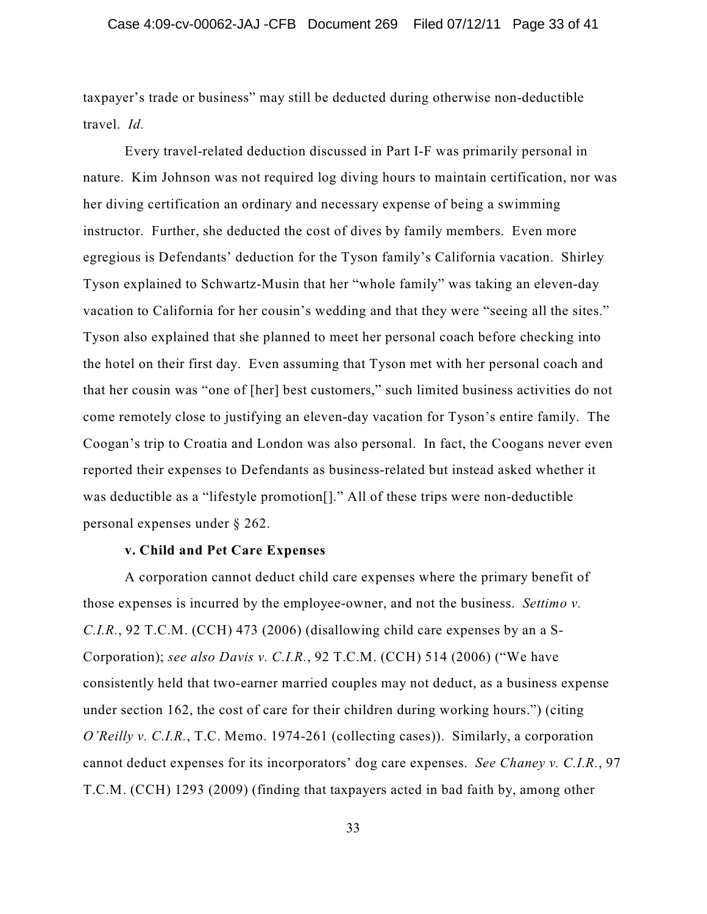taxpayer's trade or business" may still be deducted during otherwise non-deductible travel. *Id.*

Every travel-related deduction discussed in Part I-F was primarily personal in nature. Kim Johnson was not required log diving hours to maintain certification, nor was her diving certification an ordinary and necessary expense of being a swimming instructor. Further, she deducted the cost of dives by family members. Even more egregious is Defendants' deduction for the Tyson family's California vacation. Shirley Tyson explained to Schwartz-Musin that her "whole family" was taking an eleven-day vacation to California for her cousin's wedding and that they were "seeing all the sites." Tyson also explained that she planned to meet her personal coach before checking into the hotel on their first day. Even assuming that Tyson met with her personal coach and that her cousin was "one of [her] best customers," such limited business activities do not come remotely close to justifying an eleven-day vacation for Tyson's entire family. The Coogan's trip to Croatia and London was also personal. In fact, the Coogans never even reported their expenses to Defendants as business-related but instead asked whether it was deductible as a "lifestyle promotion[]." All of these trips were non-deductible personal expenses under § 262.

**v. Child and Pet Care Expenses**

A corporation cannot deduct child care expenses where the primary benefit of those expenses is incurred by the employee-owner, and not the business. *Settimo v. C.I.R.*, 92 T.C.M. (CCH) 473 (2006) (disallowing child care expenses by an a S-Corporation); *see also Davis v. C.I.R.*, 92 T.C.M. (CCH) 514 (2006) ("We have consistently held that two-earner married couples may not deduct, as a business expense under section 162, the cost of care for their children during working hours.") (citing *O'Reilly v. C.I.R.*, T.C. Memo. 1974-261 (collecting cases)). Similarly, a corporation cannot deduct expenses for its incorporators' dog care expenses. *See Chaney v. C.I.R.*, 97 T.C.M. (CCH) 1293 (2009) (finding that taxpayers acted in bad faith by, among other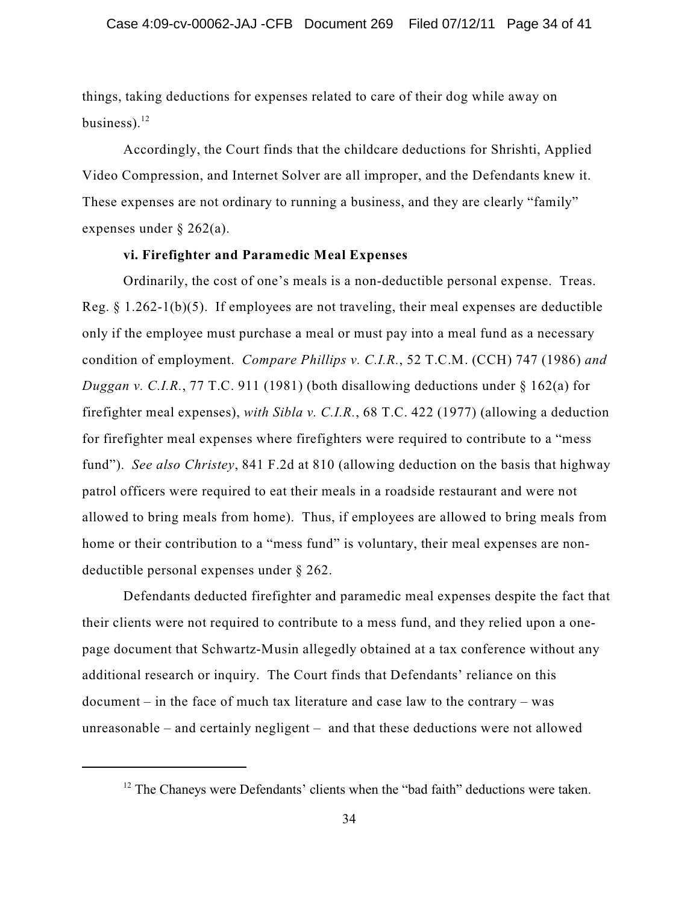things, taking deductions for expenses related to care of their dog while away on business).[12]

Accordingly, the Court finds that the childcare deductions for Shrishti, Applied Video Compression, and Internet Solver are all improper, and the Defendants knew it. These expenses are not ordinary to running a business, and they are clearly "family" expenses under § 262(a).

**vi. Firefighter and Paramedic Meal Expenses**

Ordinarily, the cost of one's meals is a non-deductible personal expense. Treas. Reg. § 1.262-1(b)(5). If employees are not traveling, their meal expenses are deductible only if the employee must purchase a meal or must pay into a meal fund as a necessary condition of employment. *Compare Phillips v. C.I.R.*, 52 T.C.M. (CCH) 747 (1986) *and Duggan v. C.I.R.*, 77 T.C. 911 (1981) (both disallowing deductions under § 162(a) for firefighter meal expenses), *with Sibla v. C.I.R.*, 68 T.C. 422 (1977) (allowing a deduction for firefighter meal expenses where firefighters were required to contribute to a "mess fund"). *See also Christey*, 841 F.2d at 810 (allowing deduction on the basis that highway patrol officers were required to eat their meals in a roadside restaurant and were not allowed to bring meals from home). Thus, if employees are allowed to bring meals from home or their contribution to a "mess fund" is voluntary, their meal expenses are non-deductible personal expenses under § 262.

Defendants deducted firefighter and paramedic meal expenses despite the fact that their clients were not required to contribute to a mess fund, and they relied upon a one-page document that Schwartz-Musin allegedly obtained at a tax conference without any additional research or inquiry. The Court finds that Defendants' reliance on this document – in the face of much tax literature and case law to the contrary – was unreasonable – and certainly negligent – and that these deductions were not allowed

---

[12] The Chaneys were Defendants' clients when the "bad faith" deductions were taken.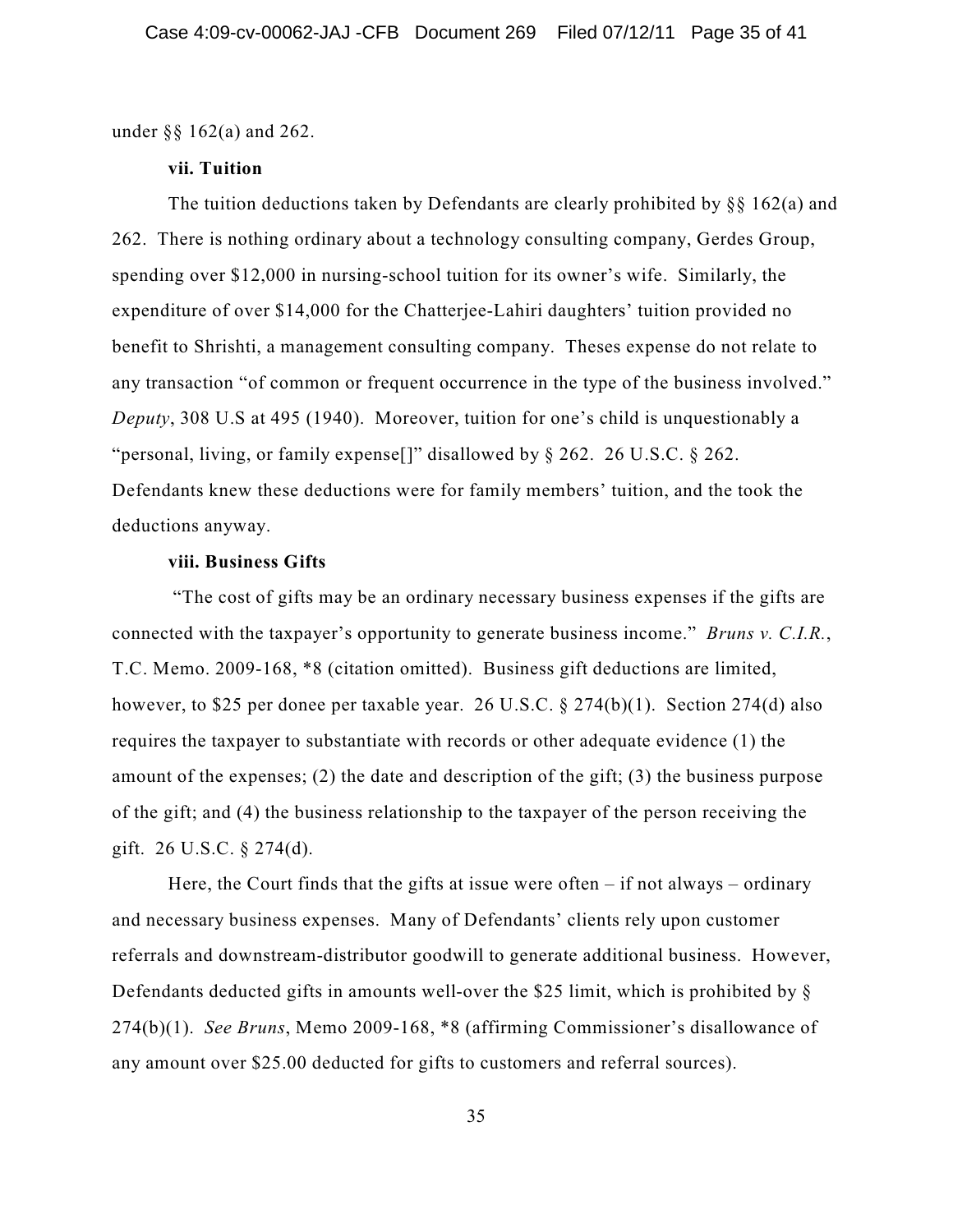under §§ 162(a) and 262.

**vii. Tuition**

The tuition deductions taken by Defendants are clearly prohibited by §§ 162(a) and 262. There is nothing ordinary about a technology consulting company, Gerdes Group, spending over $12,000 in nursing-school tuition for its owner's wife. Similarly, the expenditure of over $14,000 for the Chatterjee-Lahiri daughters' tuition provided no benefit to Shrishti, a management consulting company. Theses expense do not relate to any transaction "of common or frequent occurrence in the type of the business involved." *Deputy*, 308 U.S at 495 (1940). Moreover, tuition for one's child is unquestionably a "personal, living, or family expense[]" disallowed by § 262. 26 U.S.C. § 262. Defendants knew these deductions were for family members' tuition, and the took the deductions anyway.

**viii. Business Gifts**

"The cost of gifts may be an ordinary necessary business expenses if the gifts are connected with the taxpayer's opportunity to generate business income." *Bruns v. C.I.R.*, T.C. Memo. 2009-168, *8 (citation omitted). Business gift deductions are limited, however, to $25 per donee per taxable year. 26 U.S.C. § 274(b)(1). Section 274(d) also requires the taxpayer to substantiate with records or other adequate evidence (1) the amount of the expenses; (2) the date and description of the gift; (3) the business purpose of the gift; and (4) the business relationship to the taxpayer of the person receiving the gift. 26 U.S.C. § 274(d).

Here, the Court finds that the gifts at issue were often – if not always – ordinary and necessary business expenses. Many of Defendants' clients rely upon customer referrals and downstream-distributor goodwill to generate additional business. However, Defendants deducted gifts in amounts well-over the $25 limit, which is prohibited by § 274(b)(1). *See Bruns*, Memo 2009-168, *8 (affirming Commissioner's disallowance of any amount over $25.00 deducted for gifts to customers and referral sources).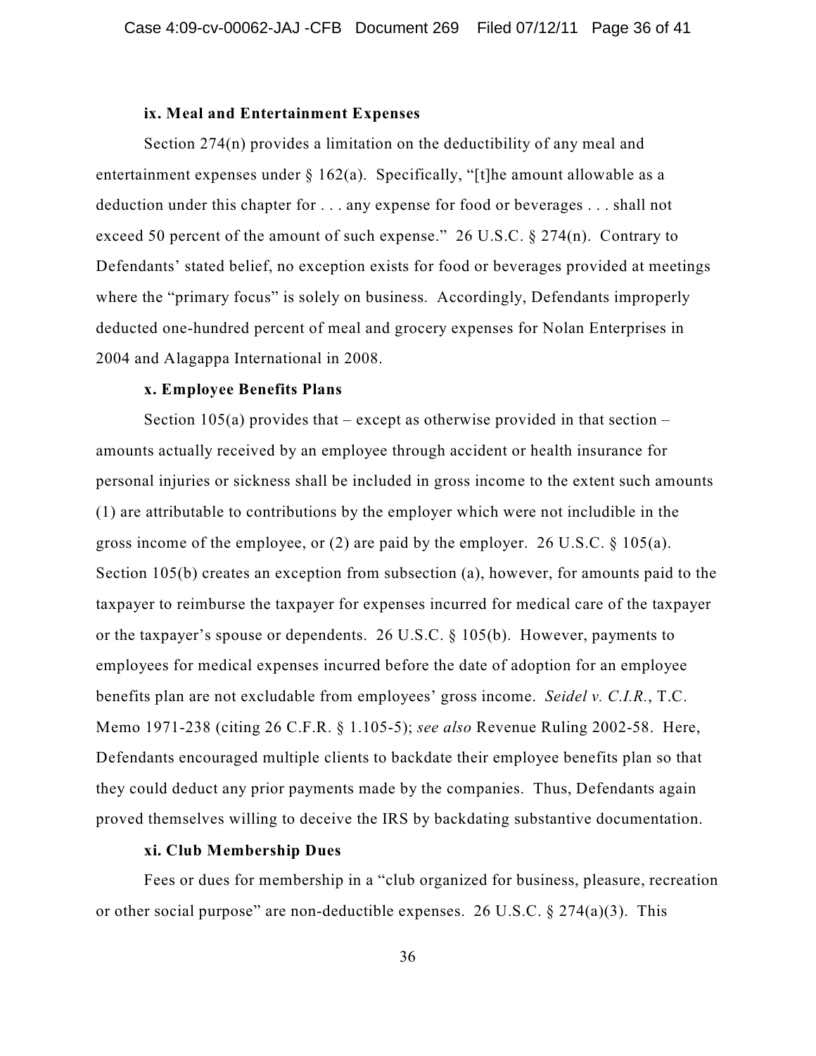**ix. Meal and Entertainment Expenses**

Section 274(n) provides a limitation on the deductibility of any meal and entertainment expenses under § 162(a). Specifically, "[t]he amount allowable as a deduction under this chapter for . . . any expense for food or beverages . . . shall not exceed 50 percent of the amount of such expense." 26 U.S.C. § 274(n). Contrary to Defendants' stated belief, no exception exists for food or beverages provided at meetings where the "primary focus" is solely on business. Accordingly, Defendants improperly deducted one-hundred percent of meal and grocery expenses for Nolan Enterprises in 2004 and Alagappa International in 2008.

**x. Employee Benefits Plans**

Section 105(a) provides that – except as otherwise provided in that section – amounts actually received by an employee through accident or health insurance for personal injuries or sickness shall be included in gross income to the extent such amounts (1) are attributable to contributions by the employer which were not includible in the gross income of the employee, or (2) are paid by the employer. 26 U.S.C. § 105(a). Section 105(b) creates an exception from subsection (a), however, for amounts paid to the taxpayer to reimburse the taxpayer for expenses incurred for medical care of the taxpayer or the taxpayer's spouse or dependents. 26 U.S.C. § 105(b). However, payments to employees for medical expenses incurred before the date of adoption for an employee benefits plan are not excludable from employees' gross income. *Seidel v. C.I.R.*, T.C. Memo 1971-238 (citing 26 C.F.R. § 1.105-5); *see also* Revenue Ruling 2002-58. Here, Defendants encouraged multiple clients to backdate their employee benefits plan so that they could deduct any prior payments made by the companies. Thus, Defendants again proved themselves willing to deceive the IRS by backdating substantive documentation.

**xi. Club Membership Dues**

Fees or dues for membership in a "club organized for business, pleasure, recreation or other social purpose" are non-deductible expenses. 26 U.S.C. § 274(a)(3). This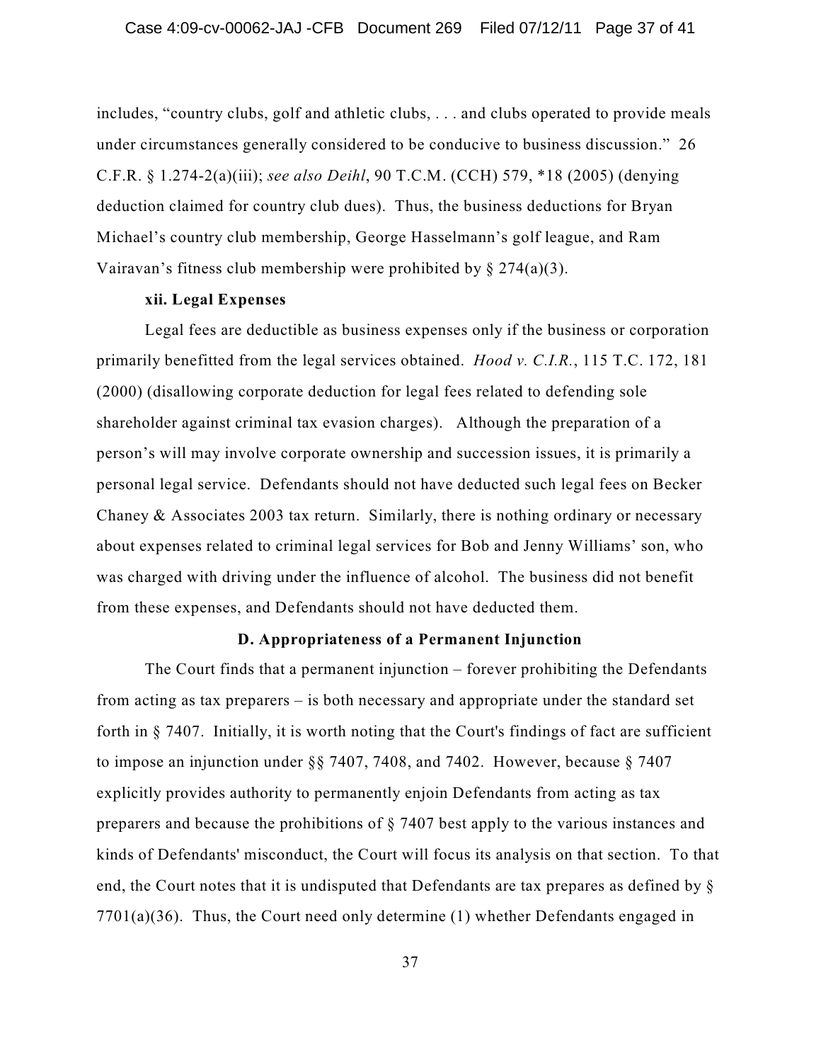includes, "country clubs, golf and athletic clubs, . . . and clubs operated to provide meals under circumstances generally considered to be conducive to business discussion." 26 C.F.R. § 1.274-2(a)(iii); *see also Deihl*, 90 T.C.M. (CCH) 579, *18 (2005) (denying deduction claimed for country club dues). Thus, the business deductions for Bryan Michael's country club membership, George Hasselmann's golf league, and Ram Vairavan's fitness club membership were prohibited by § 274(a)(3).

**xii. Legal Expenses**

Legal fees are deductible as business expenses only if the business or corporation primarily benefitted from the legal services obtained. *Hood v. C.I.R.*, 115 T.C. 172, 181 (2000) (disallowing corporate deduction for legal fees related to defending sole shareholder against criminal tax evasion charges). Although the preparation of a person's will may involve corporate ownership and succession issues, it is primarily a personal legal service. Defendants should not have deducted such legal fees on Becker Chaney & Associates 2003 tax return. Similarly, there is nothing ordinary or necessary about expenses related to criminal legal services for Bob and Jenny Williams' son, who was charged with driving under the influence of alcohol. The business did not benefit from these expenses, and Defendants should not have deducted them.

**D. Appropriateness of a Permanent Injunction**

The Court finds that a permanent injunction – forever prohibiting the Defendants from acting as tax preparers – is both necessary and appropriate under the standard set forth in § 7407. Initially, it is worth noting that the Court's findings of fact are sufficient to impose an injunction under §§ 7407, 7408, and 7402. However, because § 7407 explicitly provides authority to permanently enjoin Defendants from acting as tax preparers and because the prohibitions of § 7407 best apply to the various instances and kinds of Defendants' misconduct, the Court will focus its analysis on that section. To that end, the Court notes that it is undisputed that Defendants are tax prepares as defined by § 7701(a)(36). Thus, the Court need only determine (1) whether Defendants engaged in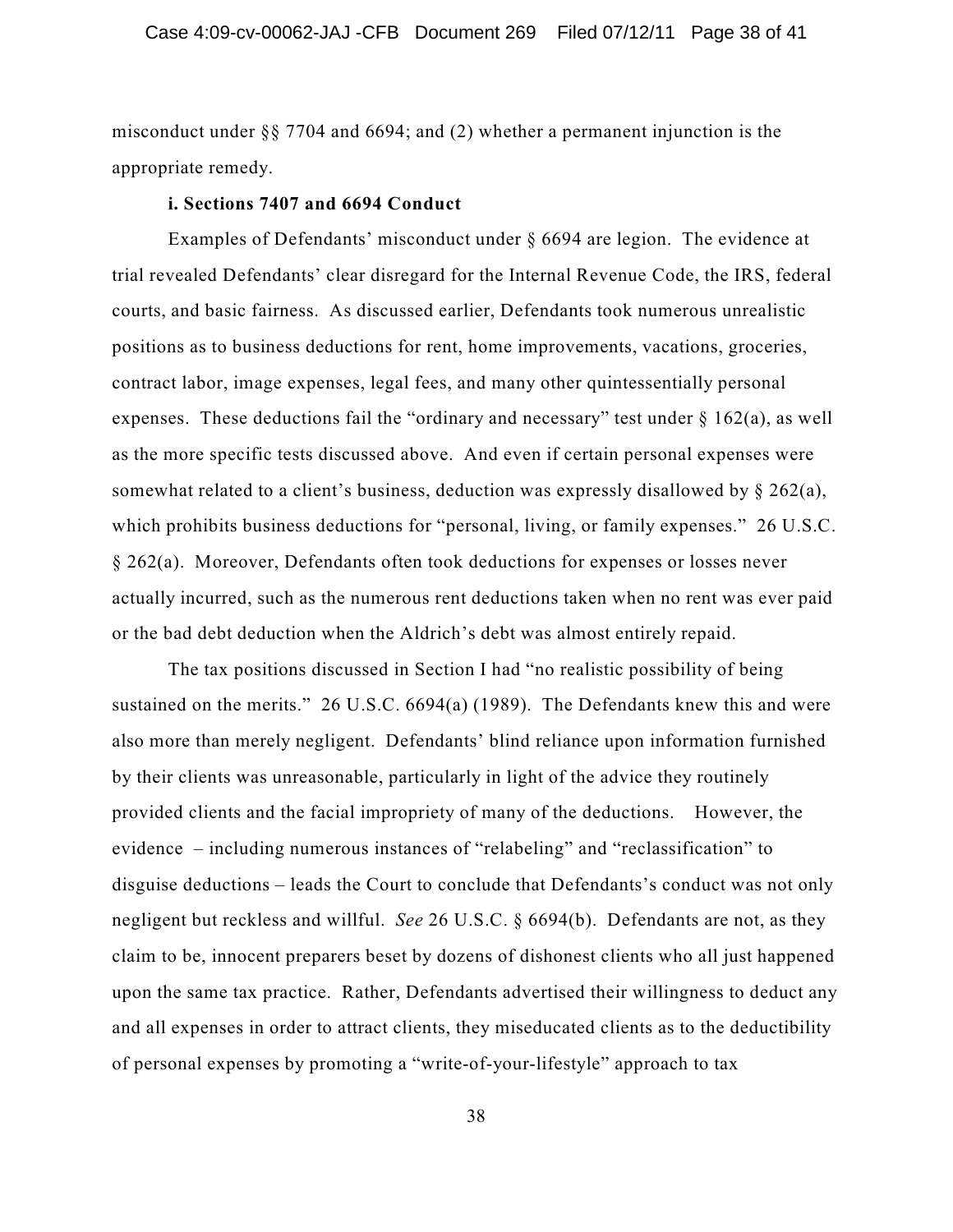misconduct under §§ 7704 and 6694; and (2) whether a permanent injunction is the appropriate remedy.

**i. Sections 7407 and 6694 Conduct**

Examples of Defendants' misconduct under § 6694 are legion. The evidence at trial revealed Defendants' clear disregard for the Internal Revenue Code, the IRS, federal courts, and basic fairness. As discussed earlier, Defendants took numerous unrealistic positions as to business deductions for rent, home improvements, vacations, groceries, contract labor, image expenses, legal fees, and many other quintessentially personal expenses. These deductions fail the "ordinary and necessary" test under § 162(a), as well as the more specific tests discussed above. And even if certain personal expenses were somewhat related to a client's business, deduction was expressly disallowed by § 262(a), which prohibits business deductions for "personal, living, or family expenses." 26 U.S.C. § 262(a). Moreover, Defendants often took deductions for expenses or losses never actually incurred, such as the numerous rent deductions taken when no rent was ever paid or the bad debt deduction when the Aldrich's debt was almost entirely repaid.

The tax positions discussed in Section I had "no realistic possibility of being sustained on the merits." 26 U.S.C. 6694(a) (1989). The Defendants knew this and were also more than merely negligent. Defendants' blind reliance upon information furnished by their clients was unreasonable, particularly in light of the advice they routinely provided clients and the facial impropriety of many of the deductions. However, the evidence – including numerous instances of "relabeling" and "reclassification" to disguise deductions – leads the Court to conclude that Defendants's conduct was not only negligent but reckless and willful. *See* 26 U.S.C. § 6694(b). Defendants are not, as they claim to be, innocent preparers beset by dozens of dishonest clients who all just happened upon the same tax practice. Rather, Defendants advertised their willingness to deduct any and all expenses in order to attract clients, they miseducated clients as to the deductibility of personal expenses by promoting a "write-of-your-lifestyle" approach to tax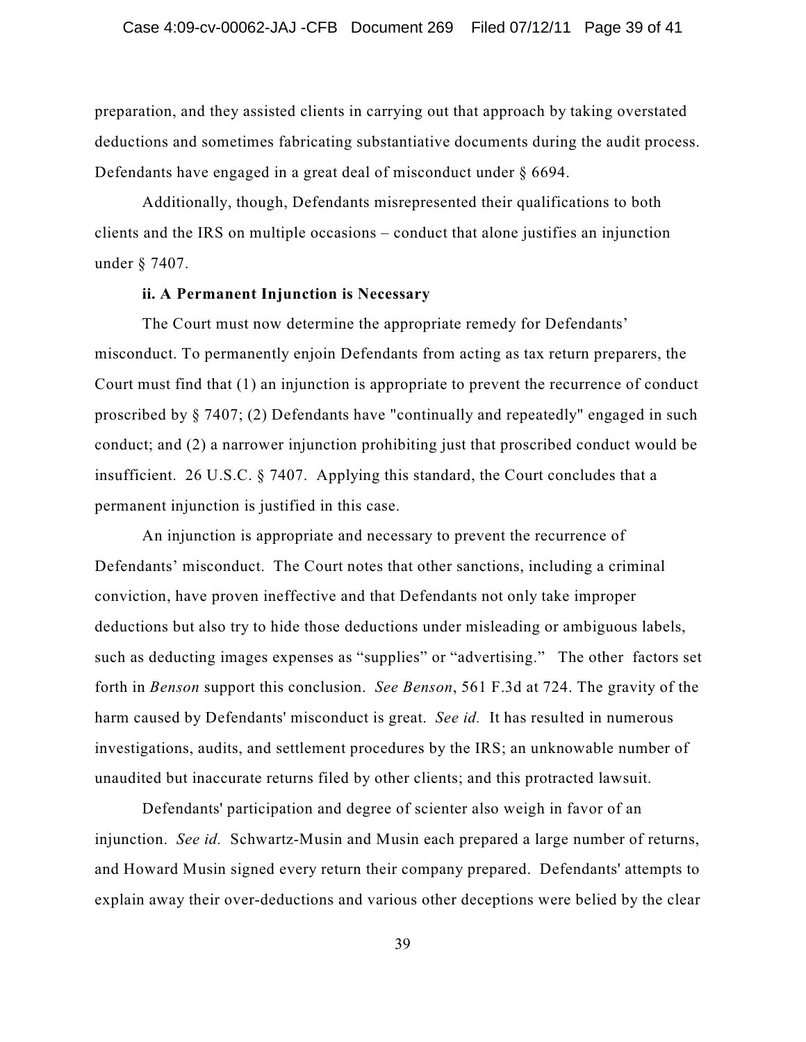preparation, and they assisted clients in carrying out that approach by taking overstated deductions and sometimes fabricating substantiative documents during the audit process. Defendants have engaged in a great deal of misconduct under § 6694.

Additionally, though, Defendants misrepresented their qualifications to both clients and the IRS on multiple occasions – conduct that alone justifies an injunction under § 7407.

**ii. A Permanent Injunction is Necessary**

The Court must now determine the appropriate remedy for Defendants' misconduct. To permanently enjoin Defendants from acting as tax return preparers, the Court must find that (1) an injunction is appropriate to prevent the recurrence of conduct proscribed by § 7407; (2) Defendants have "continually and repeatedly" engaged in such conduct; and (2) a narrower injunction prohibiting just that proscribed conduct would be insufficient. 26 U.S.C. § 7407. Applying this standard, the Court concludes that a permanent injunction is justified in this case.

An injunction is appropriate and necessary to prevent the recurrence of Defendants' misconduct. The Court notes that other sanctions, including a criminal conviction, have proven ineffective and that Defendants not only take improper deductions but also try to hide those deductions under misleading or ambiguous labels, such as deducting images expenses as "supplies" or "advertising." The other factors set forth in *Benson* support this conclusion. *See Benson*, 561 F.3d at 724. The gravity of the harm caused by Defendants' misconduct is great. *See id.* It has resulted in numerous investigations, audits, and settlement procedures by the IRS; an unknowable number of unaudited but inaccurate returns filed by other clients; and this protracted lawsuit.

Defendants' participation and degree of scienter also weigh in favor of an injunction. *See id.* Schwartz-Musin and Musin each prepared a large number of returns, and Howard Musin signed every return their company prepared. Defendants' attempts to explain away their over-deductions and various other deceptions were belied by the clear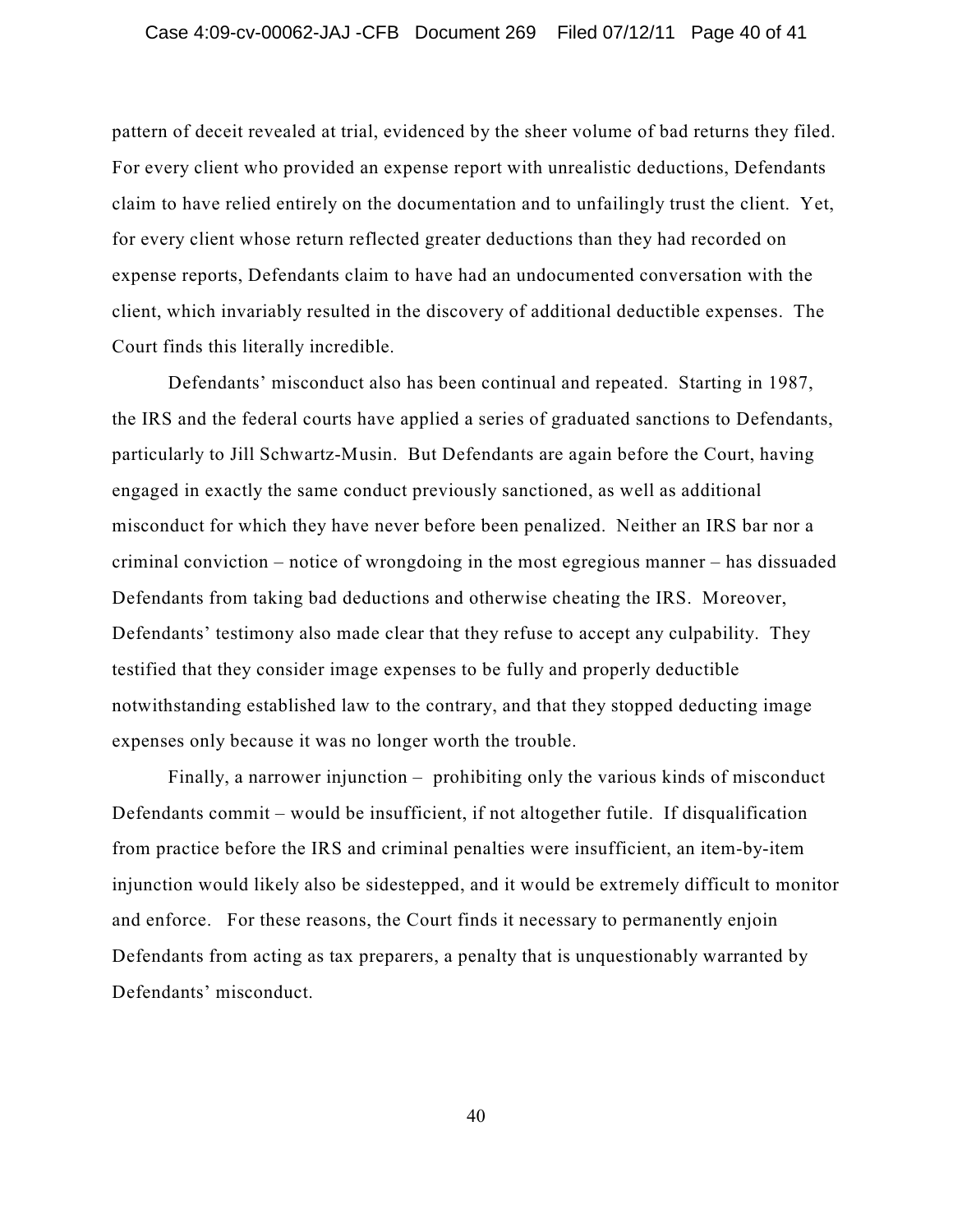pattern of deceit revealed at trial, evidenced by the sheer volume of bad returns they filed. For every client who provided an expense report with unrealistic deductions, Defendants claim to have relied entirely on the documentation and to unfailingly trust the client. Yet, for every client whose return reflected greater deductions than they had recorded on expense reports, Defendants claim to have had an undocumented conversation with the client, which invariably resulted in the discovery of additional deductible expenses. The Court finds this literally incredible.

Defendants' misconduct also has been continual and repeated. Starting in 1987, the IRS and the federal courts have applied a series of graduated sanctions to Defendants, particularly to Jill Schwartz-Musin. But Defendants are again before the Court, having engaged in exactly the same conduct previously sanctioned, as well as additional misconduct for which they have never before been penalized. Neither an IRS bar nor a criminal conviction – notice of wrongdoing in the most egregious manner – has dissuaded Defendants from taking bad deductions and otherwise cheating the IRS. Moreover, Defendants' testimony also made clear that they refuse to accept any culpability. They testified that they consider image expenses to be fully and properly deductible notwithstanding established law to the contrary, and that they stopped deducting image expenses only because it was no longer worth the trouble.

Finally, a narrower injunction – prohibiting only the various kinds of misconduct Defendants commit – would be insufficient, if not altogether futile. If disqualification from practice before the IRS and criminal penalties were insufficient, an item-by-item injunction would likely also be sidestepped, and it would be extremely difficult to monitor and enforce. For these reasons, the Court finds it necessary to permanently enjoin Defendants from acting as tax preparers, a penalty that is unquestionably warranted by Defendants' misconduct.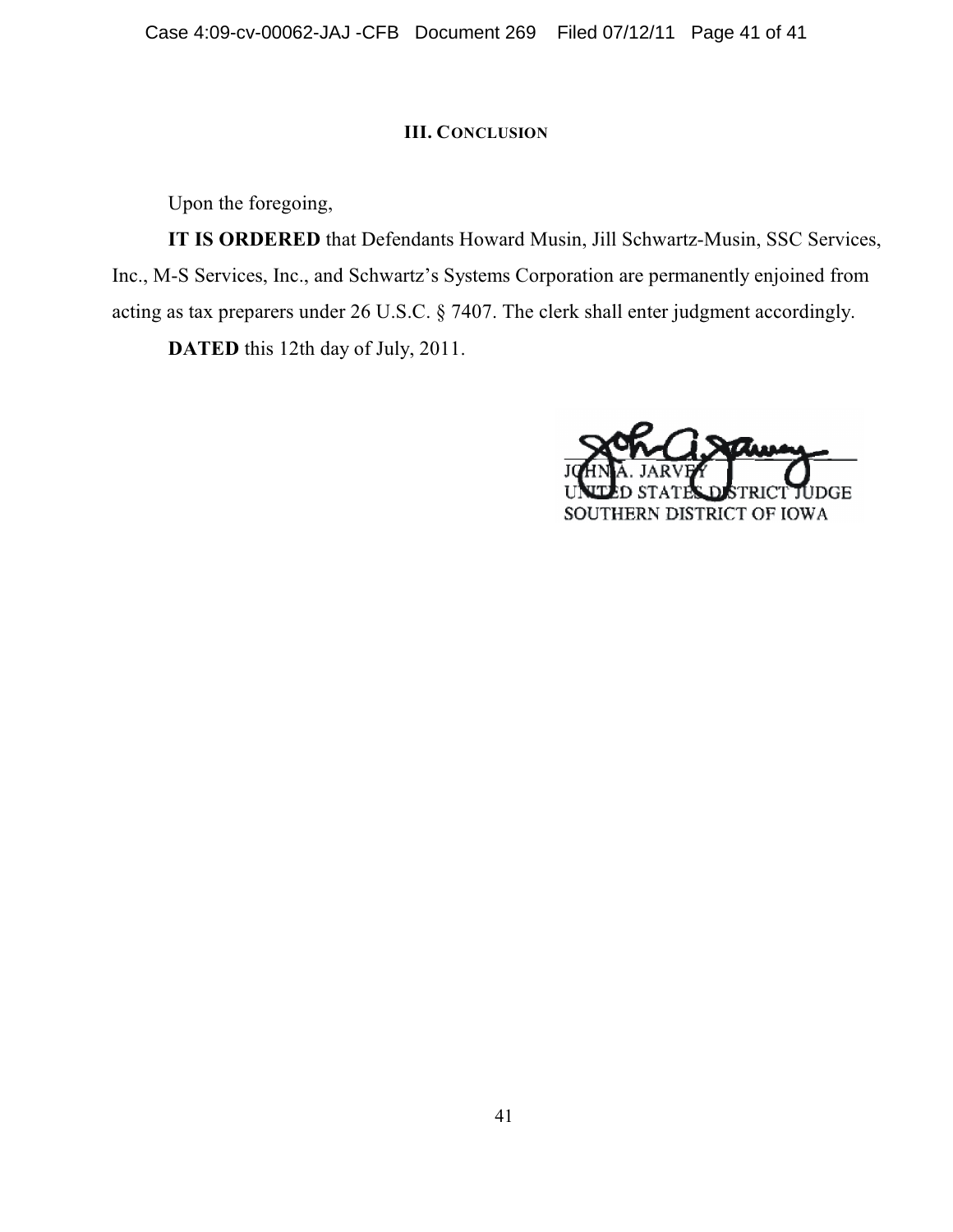## III. CONCLUSION

Upon the foregoing,

**IT IS ORDERED** that Defendants Howard Musin, Jill Schwartz-Musin, SSC Services, Inc., M-S Services, Inc., and Schwartz's Systems Corporation are permanently enjoined from acting as tax preparers under 26 U.S.C. § 7407. The clerk shall enter judgment accordingly.

**DATED** this 12th day of July, 2011.

JOHN A. JARVEY
UNITED STATES DISTRICT JUDGE
SOUTHERN DISTRICT OF IOWA